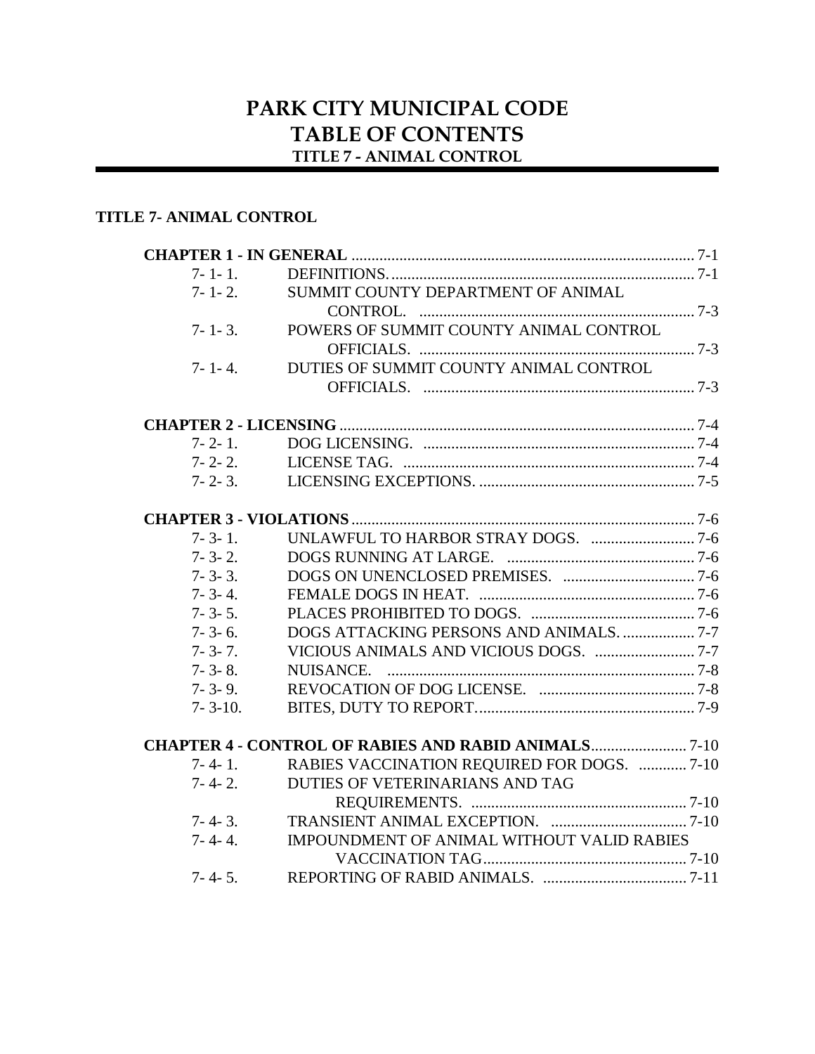# PARK CITY MUNICIPAL CODE
# TABLE OF CONTENTS
## TITLE 7 - ANIMAL CONTROL

**TITLE 7- ANIMAL CONTROL**

| | | |
|---|---|---|
| **CHAPTER 1 - IN GENERAL** | | 7-1 |
| 7- 1- 1. | DEFINITIONS. | 7-1 |
| 7- 1- 2. | SUMMIT COUNTY DEPARTMENT OF ANIMAL CONTROL. | 7-3 |
| 7- 1- 3. | POWERS OF SUMMIT COUNTY ANIMAL CONTROL OFFICIALS. | 7-3 |
| 7- 1- 4. | DUTIES OF SUMMIT COUNTY ANIMAL CONTROL OFFICIALS. | 7-3 |
| **CHAPTER 2 - LICENSING** | | 7-4 |
| 7- 2- 1. | DOG LICENSING. | 7-4 |
| 7- 2- 2. | LICENSE TAG. | 7-4 |
| 7- 2- 3. | LICENSING EXCEPTIONS. | 7-5 |
| **CHAPTER 3 - VIOLATIONS** | | 7-6 |
| 7- 3- 1. | UNLAWFUL TO HARBOR STRAY DOGS. | 7-6 |
| 7- 3- 2. | DOGS RUNNING AT LARGE. | 7-6 |
| 7- 3- 3. | DOGS ON UNENCLOSED PREMISES. | 7-6 |
| 7- 3- 4. | FEMALE DOGS IN HEAT. | 7-6 |
| 7- 3- 5. | PLACES PROHIBITED TO DOGS. | 7-6 |
| 7- 3- 6. | DOGS ATTACKING PERSONS AND ANIMALS. | 7-7 |
| 7- 3- 7. | VICIOUS ANIMALS AND VICIOUS DOGS. | 7-7 |
| 7- 3- 8. | NUISANCE. | 7-8 |
| 7- 3- 9. | REVOCATION OF DOG LICENSE. | 7-8 |
| 7- 3-10. | BITES, DUTY TO REPORT. | 7-9 |
| **CHAPTER 4 - CONTROL OF RABIES AND RABID ANIMALS** | | 7-10 |
| 7- 4- 1. | RABIES VACCINATION REQUIRED FOR DOGS. | 7-10 |
| 7- 4- 2. | DUTIES OF VETERINARIANS AND TAG REQUIREMENTS. | 7-10 |
| 7- 4- 3. | TRANSIENT ANIMAL EXCEPTION. | 7-10 |
| 7- 4- 4. | IMPOUNDMENT OF ANIMAL WITHOUT VALID RABIES VACCINATION TAG | 7-10 |
| 7- 4- 5. | REPORTING OF RABID ANIMALS. | 7-11 |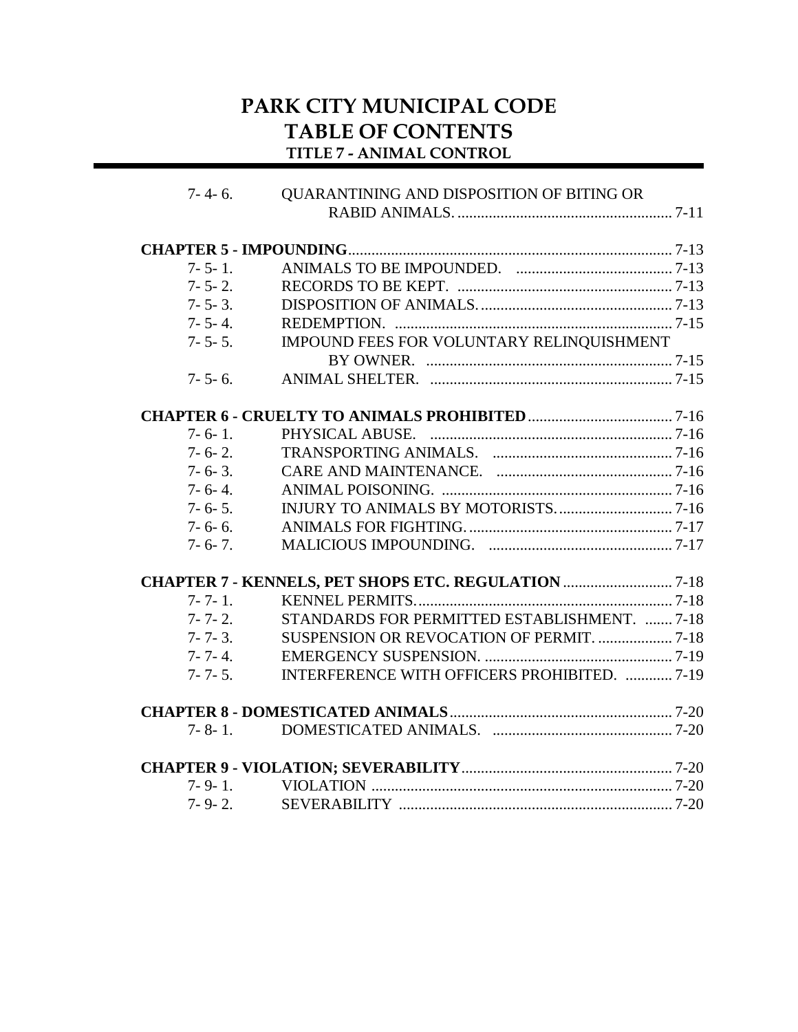# PARK CITY MUNICIPAL CODE
# TABLE OF CONTENTS
### TITLE 7 - ANIMAL CONTROL

| | | |
|---|---|---|
| 7- 4- 6. | QUARANTINING AND DISPOSITION OF BITING OR RABID ANIMALS. | 7-11 |
| **CHAPTER 5 - IMPOUNDING** | | 7-13 |
| 7- 5- 1. | ANIMALS TO BE IMPOUNDED. | 7-13 |
| 7- 5- 2. | RECORDS TO BE KEPT. | 7-13 |
| 7- 5- 3. | DISPOSITION OF ANIMALS. | 7-13 |
| 7- 5- 4. | REDEMPTION. | 7-15 |
| 7- 5- 5. | IMPOUND FEES FOR VOLUNTARY RELINQUISHMENT BY OWNER. | 7-15 |
| 7- 5- 6. | ANIMAL SHELTER. | 7-15 |
| **CHAPTER 6 - CRUELTY TO ANIMALS PROHIBITED** | | 7-16 |
| 7- 6- 1. | PHYSICAL ABUSE. | 7-16 |
| 7- 6- 2. | TRANSPORTING ANIMALS. | 7-16 |
| 7- 6- 3. | CARE AND MAINTENANCE. | 7-16 |
| 7- 6- 4. | ANIMAL POISONING. | 7-16 |
| 7- 6- 5. | INJURY TO ANIMALS BY MOTORISTS. | 7-16 |
| 7- 6- 6. | ANIMALS FOR FIGHTING. | 7-17 |
| 7- 6- 7. | MALICIOUS IMPOUNDING. | 7-17 |
| **CHAPTER 7 - KENNELS, PET SHOPS ETC. REGULATION** | | 7-18 |
| 7- 7- 1. | KENNEL PERMITS. | 7-18 |
| 7- 7- 2. | STANDARDS FOR PERMITTED ESTABLISHMENT. | 7-18 |
| 7- 7- 3. | SUSPENSION OR REVOCATION OF PERMIT. | 7-18 |
| 7- 7- 4. | EMERGENCY SUSPENSION. | 7-19 |
| 7- 7- 5. | INTERFERENCE WITH OFFICERS PROHIBITED. | 7-19 |
| **CHAPTER 8 - DOMESTICATED ANIMALS** | | 7-20 |
| 7- 8- 1. | DOMESTICATED ANIMALS. | 7-20 |
| **CHAPTER 9 - VIOLATION; SEVERABILITY** | | 7-20 |
| 7- 9- 1. | VIOLATION | 7-20 |
| 7- 9- 2. | SEVERABILITY | 7-20 |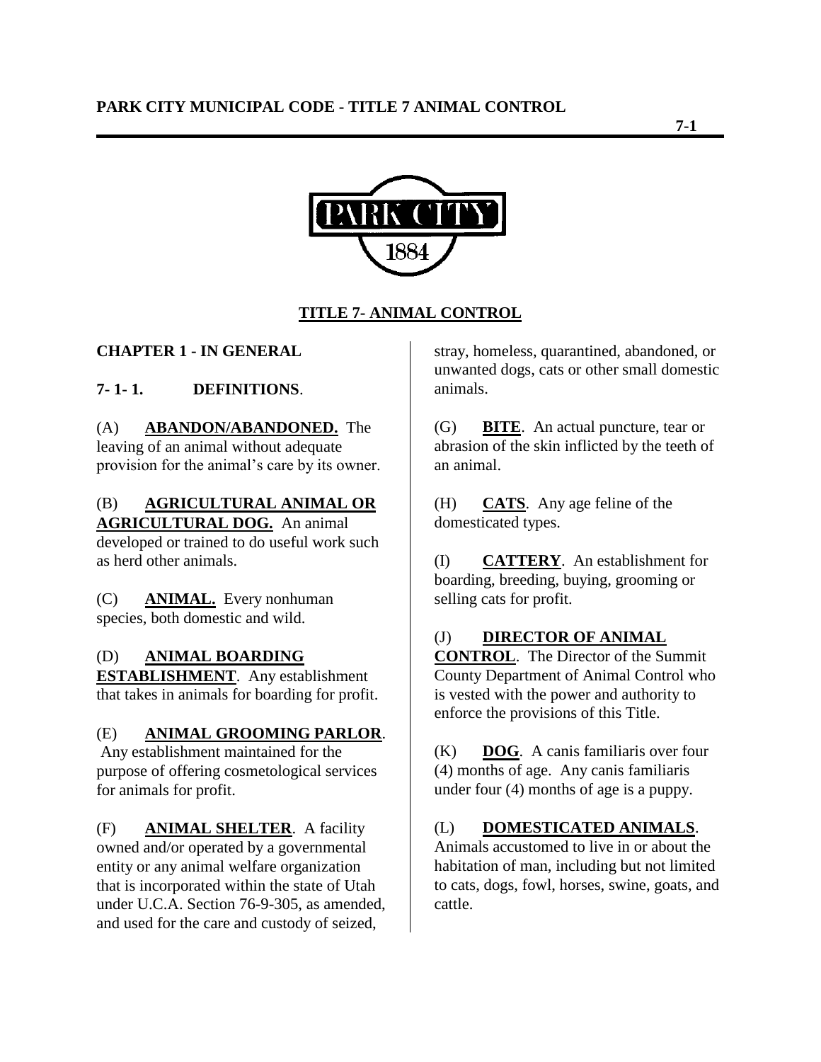# TITLE 7- ANIMAL CONTROL

## CHAPTER 1 - IN GENERAL

### 7- 1- 1. DEFINITIONS.

(A) **ABANDON/ABANDONED.** The leaving of an animal without adequate provision for the animal's care by its owner.

(B) **AGRICULTURAL ANIMAL OR AGRICULTURAL DOG.** An animal developed or trained to do useful work such as herd other animals.

(C) **ANIMAL.** Every nonhuman species, both domestic and wild.

(D) **ANIMAL BOARDING ESTABLISHMENT**. Any establishment that takes in animals for boarding for profit.

(E) **ANIMAL GROOMING PARLOR**. Any establishment maintained for the purpose of offering cosmetological services for animals for profit.

(F) **ANIMAL SHELTER**. A facility owned and/or operated by a governmental entity or any animal welfare organization that is incorporated within the state of Utah under U.C.A. Section 76-9-305, as amended, and used for the care and custody of seized, stray, homeless, quarantined, abandoned, or unwanted dogs, cats or other small domestic animals.

(G) **BITE**. An actual puncture, tear or abrasion of the skin inflicted by the teeth of an animal.

(H) **CATS**. Any age feline of the domesticated types.

(I) **CATTERY**. An establishment for boarding, breeding, buying, grooming or selling cats for profit.

(J) **DIRECTOR OF ANIMAL CONTROL**. The Director of the Summit County Department of Animal Control who is vested with the power and authority to enforce the provisions of this Title.

(K) **DOG**. A canis familiaris over four (4) months of age. Any canis familiaris under four (4) months of age is a puppy.

(L) **DOMESTICATED ANIMALS**. Animals accustomed to live in or about the habitation of man, including but not limited to cats, dogs, fowl, horses, swine, goats, and cattle.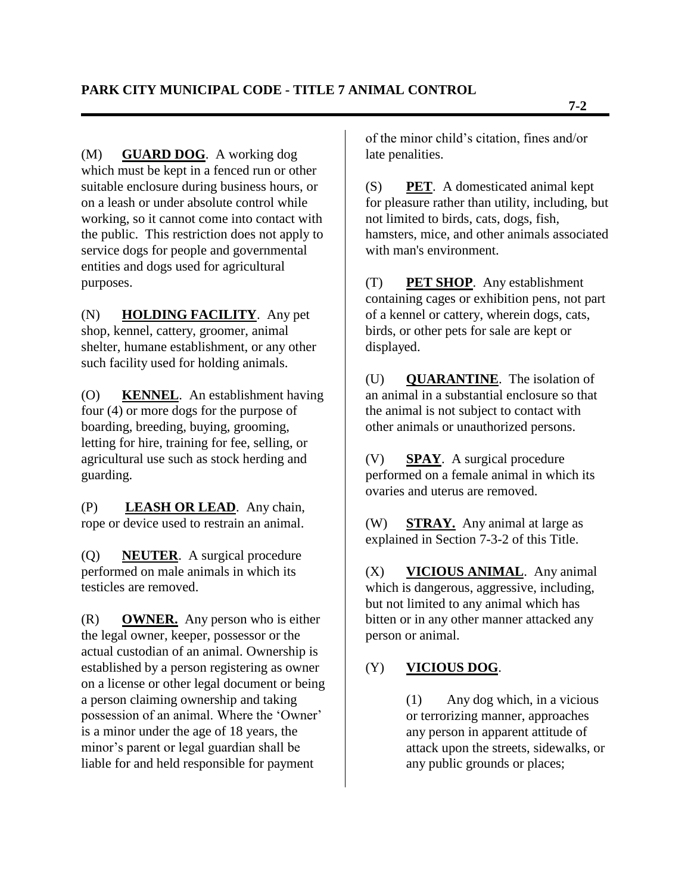(M) **GUARD DOG**. A working dog which must be kept in a fenced run or other suitable enclosure during business hours, or on a leash or under absolute control while working, so it cannot come into contact with the public. This restriction does not apply to service dogs for people and governmental entities and dogs used for agricultural purposes.

(N) **HOLDING FACILITY**. Any pet shop, kennel, cattery, groomer, animal shelter, humane establishment, or any other such facility used for holding animals.

(O) **KENNEL**. An establishment having four (4) or more dogs for the purpose of boarding, breeding, buying, grooming, letting for hire, training for fee, selling, or agricultural use such as stock herding and guarding.

(P) **LEASH OR LEAD**. Any chain, rope or device used to restrain an animal.

(Q) **NEUTER**. A surgical procedure performed on male animals in which its testicles are removed.

(R) **OWNER.** Any person who is either the legal owner, keeper, possessor or the actual custodian of an animal. Ownership is established by a person registering as owner on a license or other legal document or being a person claiming ownership and taking possession of an animal. Where the 'Owner' is a minor under the age of 18 years, the minor's parent or legal guardian shall be liable for and held responsible for payment of the minor child's citation, fines and/or late penalities.

(S) **PET**. A domesticated animal kept for pleasure rather than utility, including, but not limited to birds, cats, dogs, fish, hamsters, mice, and other animals associated with man's environment.

(T) **PET SHOP**. Any establishment containing cages or exhibition pens, not part of a kennel or cattery, wherein dogs, cats, birds, or other pets for sale are kept or displayed.

(U) **QUARANTINE**. The isolation of an animal in a substantial enclosure so that the animal is not subject to contact with other animals or unauthorized persons.

(V) **SPAY**. A surgical procedure performed on a female animal in which its ovaries and uterus are removed.

(W) **STRAY.** Any animal at large as explained in Section 7-3-2 of this Title.

(X) **VICIOUS ANIMAL**. Any animal which is dangerous, aggressive, including, but not limited to any animal which has bitten or in any other manner attacked any person or animal.

(Y) **VICIOUS DOG**.

(1) Any dog which, in a vicious or terrorizing manner, approaches any person in apparent attitude of attack upon the streets, sidewalks, or any public grounds or places;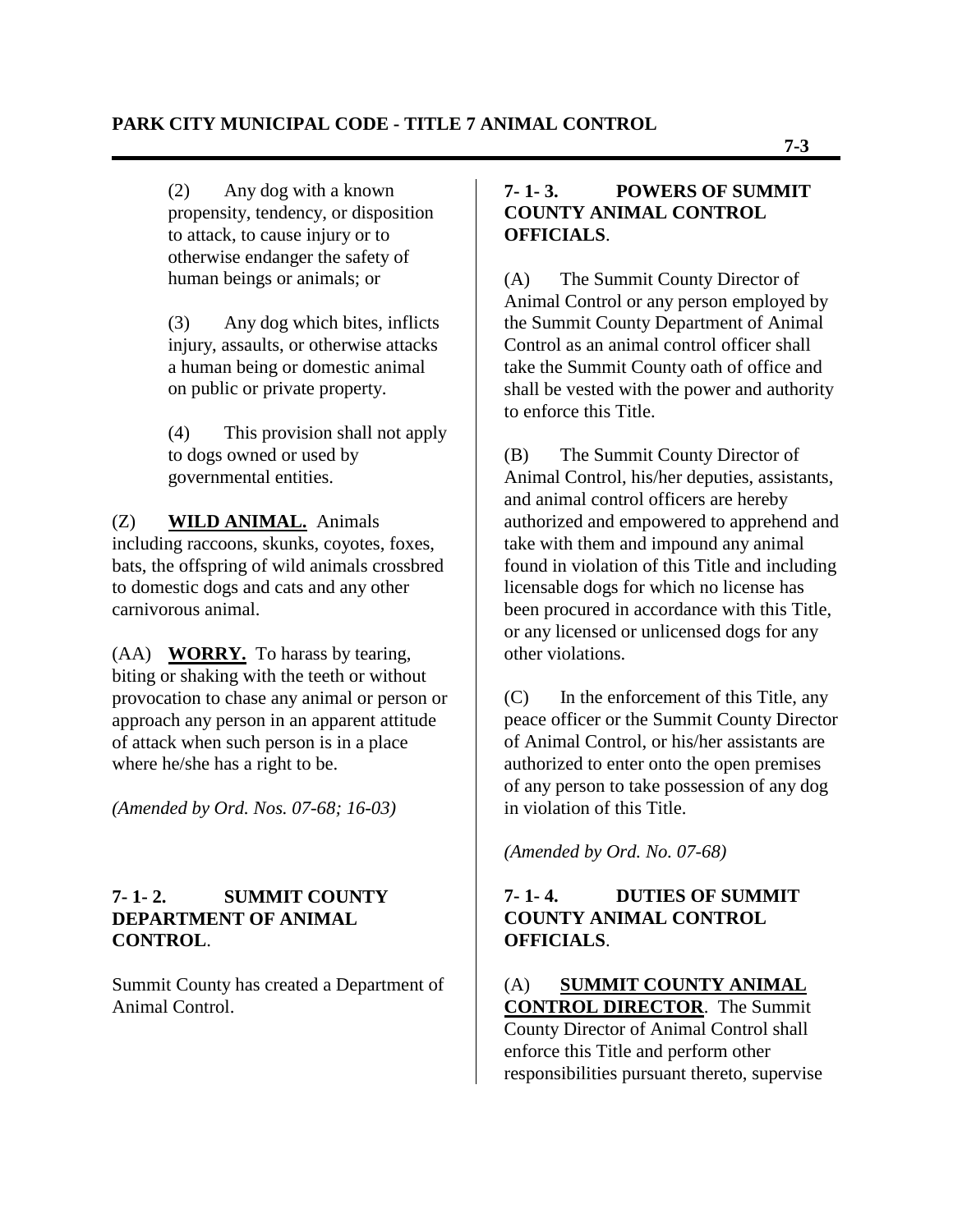(2) Any dog with a known propensity, tendency, or disposition to attack, to cause injury or to otherwise endanger the safety of human beings or animals; or

(3) Any dog which bites, inflicts injury, assaults, or otherwise attacks a human being or domestic animal on public or private property.

(4) This provision shall not apply to dogs owned or used by governmental entities.

(Z) **WILD ANIMAL.** Animals including raccoons, skunks, coyotes, foxes, bats, the offspring of wild animals crossbred to domestic dogs and cats and any other carnivorous animal.

(AA) **WORRY.** To harass by tearing, biting or shaking with the teeth or without provocation to chase any animal or person or approach any person in an apparent attitude of attack when such person is in a place where he/she has a right to be.

*(Amended by Ord. Nos. 07-68; 16-03)*

## 7- 1- 2. SUMMIT COUNTY DEPARTMENT OF ANIMAL CONTROL.

Summit County has created a Department of Animal Control.

## 7- 1- 3. POWERS OF SUMMIT COUNTY ANIMAL CONTROL OFFICIALS.

(A) The Summit County Director of Animal Control or any person employed by the Summit County Department of Animal Control as an animal control officer shall take the Summit County oath of office and shall be vested with the power and authority to enforce this Title.

(B) The Summit County Director of Animal Control, his/her deputies, assistants, and animal control officers are hereby authorized and empowered to apprehend and take with them and impound any animal found in violation of this Title and including licensable dogs for which no license has been procured in accordance with this Title, or any licensed or unlicensed dogs for any other violations.

(C) In the enforcement of this Title, any peace officer or the Summit County Director of Animal Control, or his/her assistants are authorized to enter onto the open premises of any person to take possession of any dog in violation of this Title.

*(Amended by Ord. No. 07-68)*

## 7- 1- 4. DUTIES OF SUMMIT COUNTY ANIMAL CONTROL OFFICIALS.

(A) **SUMMIT COUNTY ANIMAL CONTROL DIRECTOR**. The Summit County Director of Animal Control shall enforce this Title and perform other responsibilities pursuant thereto, supervise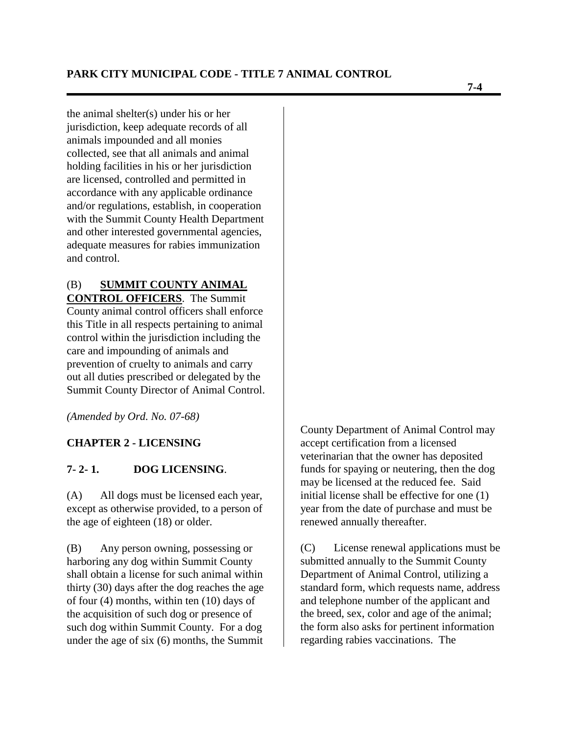the animal shelter(s) under his or her jurisdiction, keep adequate records of all animals impounded and all monies collected, see that all animals and animal holding facilities in his or her jurisdiction are licensed, controlled and permitted in accordance with any applicable ordinance and/or regulations, establish, in cooperation with the Summit County Health Department and other interested governmental agencies, adequate measures for rabies immunization and control.

(B) **SUMMIT COUNTY ANIMAL CONTROL OFFICERS**. The Summit County animal control officers shall enforce this Title in all respects pertaining to animal control within the jurisdiction including the care and impounding of animals and prevention of cruelty to animals and carry out all duties prescribed or delegated by the Summit County Director of Animal Control.

*(Amended by Ord. No. 07-68)*

## CHAPTER 2 - LICENSING

### 7- 2- 1. DOG LICENSING.

(A) All dogs must be licensed each year, except as otherwise provided, to a person of the age of eighteen (18) or older.

(B) Any person owning, possessing or harboring any dog within Summit County shall obtain a license for such animal within thirty (30) days after the dog reaches the age of four (4) months, within ten (10) days of the acquisition of such dog or presence of such dog within Summit County. For a dog under the age of six (6) months, the Summit County Department of Animal Control may accept certification from a licensed veterinarian that the owner has deposited funds for spaying or neutering, then the dog may be licensed at the reduced fee. Said initial license shall be effective for one (1) year from the date of purchase and must be renewed annually thereafter.

(C) License renewal applications must be submitted annually to the Summit County Department of Animal Control, utilizing a standard form, which requests name, address and telephone number of the applicant and the breed, sex, color and age of the animal; the form also asks for pertinent information regarding rabies vaccinations. The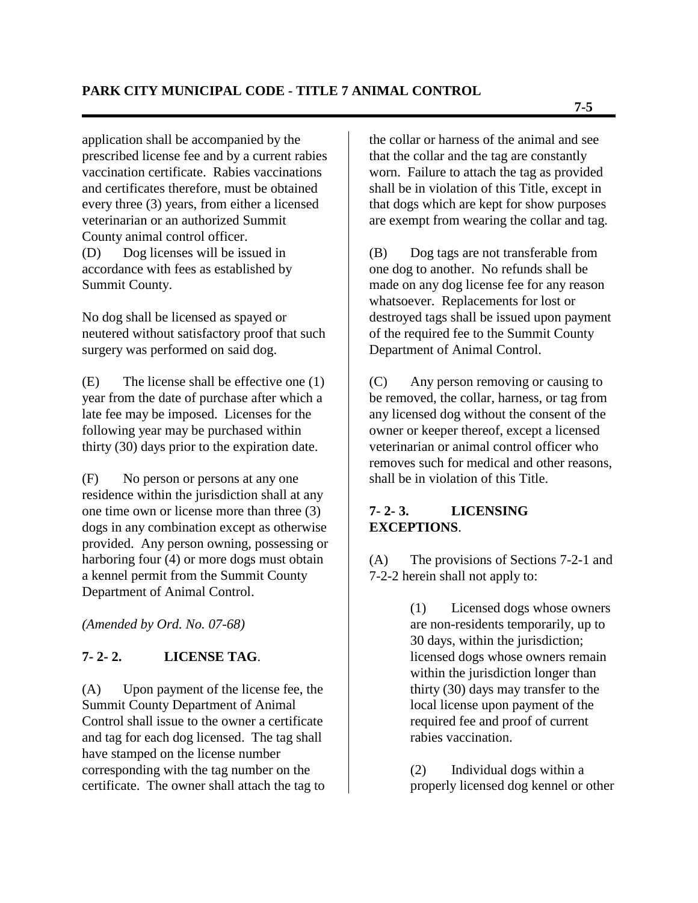application shall be accompanied by the prescribed license fee and by a current rabies vaccination certificate. Rabies vaccinations and certificates therefore, must be obtained every three (3) years, from either a licensed veterinarian or an authorized Summit County animal control officer.

(D) Dog licenses will be issued in accordance with fees as established by Summit County.

No dog shall be licensed as spayed or neutered without satisfactory proof that such surgery was performed on said dog.

(E) The license shall be effective one (1) year from the date of purchase after which a late fee may be imposed. Licenses for the following year may be purchased within thirty (30) days prior to the expiration date.

(F) No person or persons at any one residence within the jurisdiction shall at any one time own or license more than three (3) dogs in any combination except as otherwise provided. Any person owning, possessing or harboring four (4) or more dogs must obtain a kennel permit from the Summit County Department of Animal Control.

*(Amended by Ord. No. 07-68)*

## 7- 2- 2. LICENSE TAG.

(A) Upon payment of the license fee, the Summit County Department of Animal Control shall issue to the owner a certificate and tag for each dog licensed. The tag shall have stamped on the license number corresponding with the tag number on the certificate. The owner shall attach the tag to the collar or harness of the animal and see that the collar and the tag are constantly worn. Failure to attach the tag as provided shall be in violation of this Title, except in that dogs which are kept for show purposes are exempt from wearing the collar and tag.

(B) Dog tags are not transferable from one dog to another. No refunds shall be made on any dog license fee for any reason whatsoever. Replacements for lost or destroyed tags shall be issued upon payment of the required fee to the Summit County Department of Animal Control.

(C) Any person removing or causing to be removed, the collar, harness, or tag from any licensed dog without the consent of the owner or keeper thereof, except a licensed veterinarian or animal control officer who removes such for medical and other reasons, shall be in violation of this Title.

## 7- 2- 3. LICENSING EXCEPTIONS.

(A) The provisions of Sections 7-2-1 and 7-2-2 herein shall not apply to:

(1) Licensed dogs whose owners are non-residents temporarily, up to 30 days, within the jurisdiction; licensed dogs whose owners remain within the jurisdiction longer than thirty (30) days may transfer to the local license upon payment of the required fee and proof of current rabies vaccination.

(2) Individual dogs within a properly licensed dog kennel or other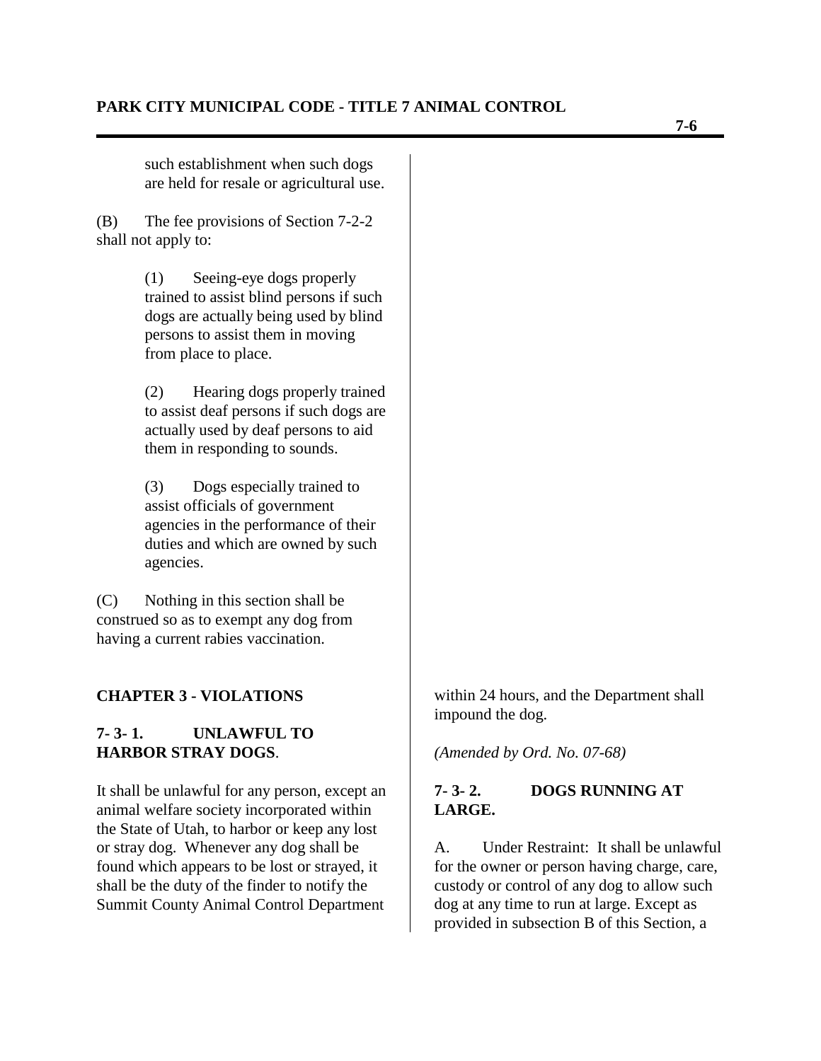such establishment when such dogs are held for resale or agricultural use.

(B) The fee provisions of Section 7-2-2 shall not apply to:

(1) Seeing-eye dogs properly trained to assist blind persons if such dogs are actually being used by blind persons to assist them in moving from place to place.

(2) Hearing dogs properly trained to assist deaf persons if such dogs are actually used by deaf persons to aid them in responding to sounds.

(3) Dogs especially trained to assist officials of government agencies in the performance of their duties and which are owned by such agencies.

(C) Nothing in this section shall be construed so as to exempt any dog from having a current rabies vaccination.

## CHAPTER 3 - VIOLATIONS

### 7- 3- 1. UNLAWFUL TO HARBOR STRAY DOGS.

It shall be unlawful for any person, except an animal welfare society incorporated within the State of Utah, to harbor or keep any lost or stray dog. Whenever any dog shall be found which appears to be lost or strayed, it shall be the duty of the finder to notify the Summit County Animal Control Department within 24 hours, and the Department shall impound the dog.

*(Amended by Ord. No. 07-68)*

### 7- 3- 2. DOGS RUNNING AT LARGE.

A. Under Restraint: It shall be unlawful for the owner or person having charge, care, custody or control of any dog to allow such dog at any time to run at large. Except as provided in subsection B of this Section, a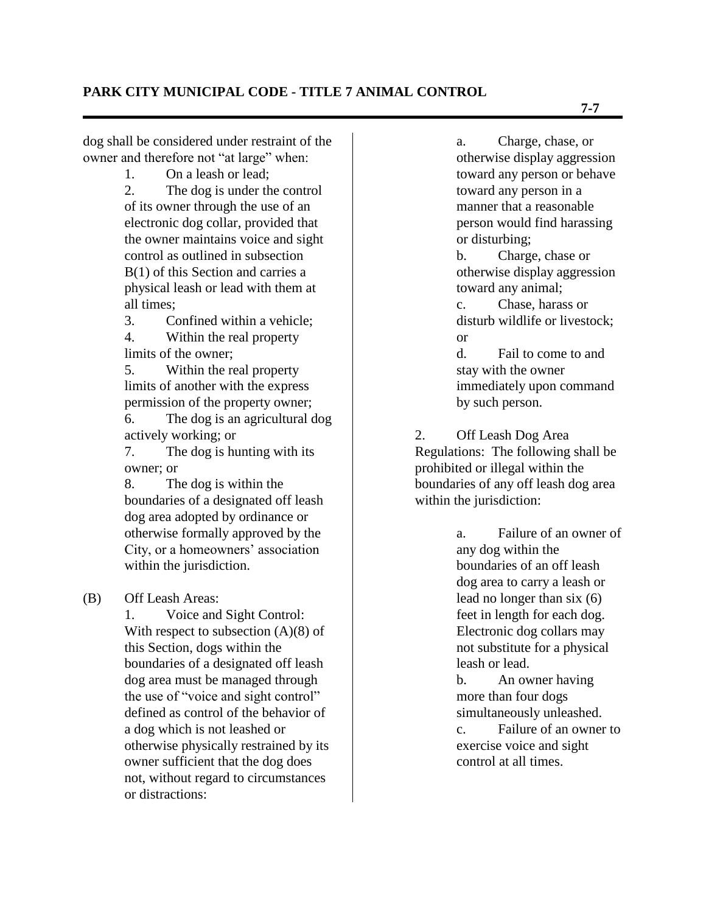dog shall be considered under restraint of the owner and therefore not "at large" when:

1. On a leash or lead;
2. The dog is under the control of its owner through the use of an electronic dog collar, provided that the owner maintains voice and sight control as outlined in subsection B(1) of this Section and carries a physical leash or lead with them at all times;
3. Confined within a vehicle;
4. Within the real property limits of the owner;
5. Within the real property limits of another with the express permission of the property owner;
6. The dog is an agricultural dog actively working; or
7. The dog is hunting with its owner; or
8. The dog is within the boundaries of a designated off leash dog area adopted by ordinance or otherwise formally approved by the City, or a homeowners' association within the jurisdiction.

(B) Off Leash Areas:

1. Voice and Sight Control: With respect to subsection (A)(8) of this Section, dogs within the boundaries of a designated off leash dog area must be managed through the use of "voice and sight control" defined as control of the behavior of a dog which is not leashed or otherwise physically restrained by its owner sufficient that the dog does not, without regard to circumstances or distractions:
   a. Charge, chase, or otherwise display aggression toward any person or behave toward any person in a manner that a reasonable person would find harassing or disturbing;
   b. Charge, chase or otherwise display aggression toward any animal;
   c. Chase, harass or disturb wildlife or livestock; or
   d. Fail to come to and stay with the owner immediately upon command by such person.

2. Off Leash Dog Area Regulations: The following shall be prohibited or illegal within the boundaries of any off leash dog area within the jurisdiction:
   a. Failure of an owner of any dog within the boundaries of an off leash dog area to carry a leash or lead no longer than six (6) feet in length for each dog. Electronic dog collars may not substitute for a physical leash or lead.
   b. An owner having more than four dogs simultaneously unleashed.
   c. Failure of an owner to exercise voice and sight control at all times.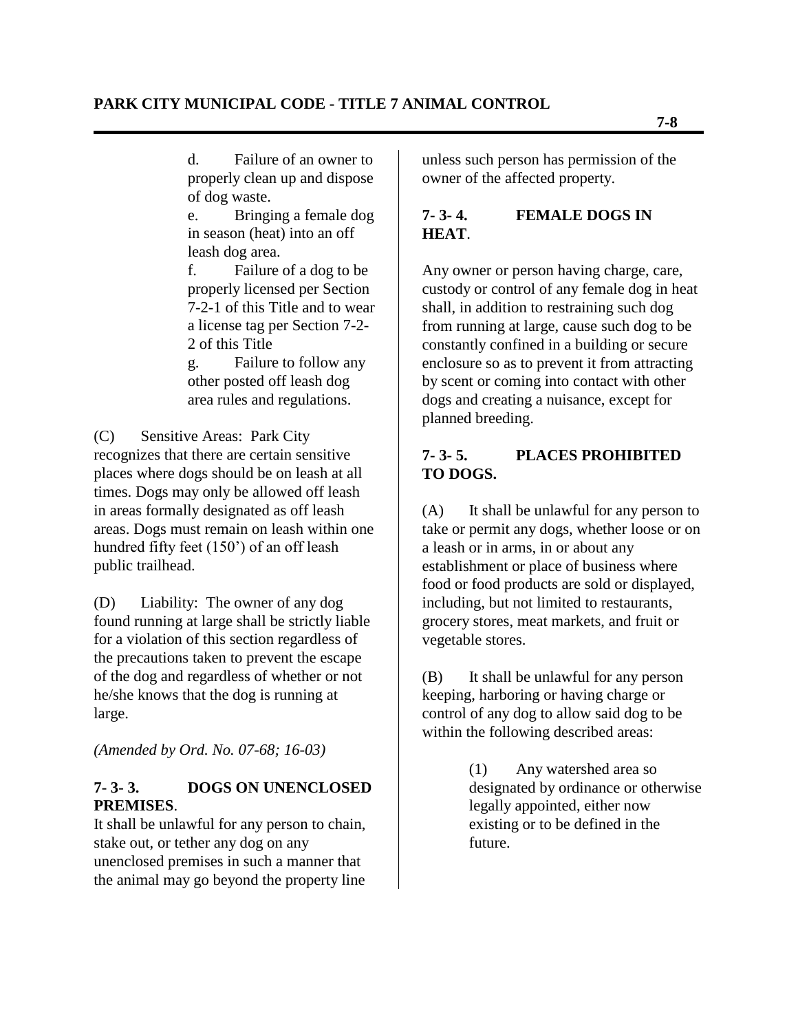d. Failure of an owner to properly clean up and dispose of dog waste.

e. Bringing a female dog in season (heat) into an off leash dog area.

f. Failure of a dog to be properly licensed per Section 7-2-1 of this Title and to wear a license tag per Section 7-2-2 of this Title

g. Failure to follow any other posted off leash dog area rules and regulations.

(C) Sensitive Areas: Park City recognizes that there are certain sensitive places where dogs should be on leash at all times. Dogs may only be allowed off leash in areas formally designated as off leash areas. Dogs must remain on leash within one hundred fifty feet (150') of an off leash public trailhead.

(D) Liability: The owner of any dog found running at large shall be strictly liable for a violation of this section regardless of the precautions taken to prevent the escape of the dog and regardless of whether or not he/she knows that the dog is running at large.

*(Amended by Ord. No. 07-68; 16-03)*

### 7- 3- 3. DOGS ON UNENCLOSED PREMISES.

It shall be unlawful for any person to chain, stake out, or tether any dog on any unenclosed premises in such a manner that the animal may go beyond the property line unless such person has permission of the owner of the affected property.

### 7- 3- 4. FEMALE DOGS IN HEAT.

Any owner or person having charge, care, custody or control of any female dog in heat shall, in addition to restraining such dog from running at large, cause such dog to be constantly confined in a building or secure enclosure so as to prevent it from attracting by scent or coming into contact with other dogs and creating a nuisance, except for planned breeding.

### 7- 3- 5. PLACES PROHIBITED TO DOGS.

(A) It shall be unlawful for any person to take or permit any dogs, whether loose or on a leash or in arms, in or about any establishment or place of business where food or food products are sold or displayed, including, but not limited to restaurants, grocery stores, meat markets, and fruit or vegetable stores.

(B) It shall be unlawful for any person keeping, harboring or having charge or control of any dog to allow said dog to be within the following described areas:

(1) Any watershed area so designated by ordinance or otherwise legally appointed, either now existing or to be defined in the future.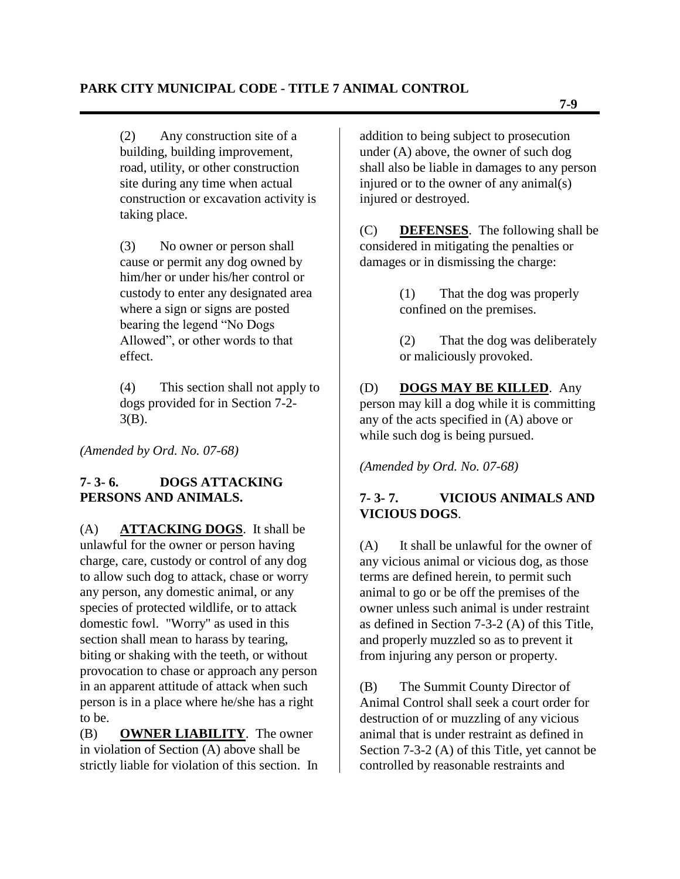(2) Any construction site of a building, building improvement, road, utility, or other construction site during any time when actual construction or excavation activity is taking place.

(3) No owner or person shall cause or permit any dog owned by him/her or under his/her control or custody to enter any designated area where a sign or signs are posted bearing the legend "No Dogs Allowed", or other words to that effect.

(4) This section shall not apply to dogs provided for in Section 7-2-3(B).

*(Amended by Ord. No. 07-68)*

### 7- 3- 6. DOGS ATTACKING PERSONS AND ANIMALS.

(A) **ATTACKING DOGS**. It shall be unlawful for the owner or person having charge, care, custody or control of any dog to allow such dog to attack, chase or worry any person, any domestic animal, or any species of protected wildlife, or to attack domestic fowl. "Worry" as used in this section shall mean to harass by tearing, biting or shaking with the teeth, or without provocation to chase or approach any person in an apparent attitude of attack when such person is in a place where he/she has a right to be.

(B) **OWNER LIABILITY**. The owner in violation of Section (A) above shall be strictly liable for violation of this section. In addition to being subject to prosecution under (A) above, the owner of such dog shall also be liable in damages to any person injured or to the owner of any animal(s) injured or destroyed.

(C) **DEFENSES**. The following shall be considered in mitigating the penalties or damages or in dismissing the charge:

(1) That the dog was properly confined on the premises.

(2) That the dog was deliberately or maliciously provoked.

(D) **DOGS MAY BE KILLED**. Any person may kill a dog while it is committing any of the acts specified in (A) above or while such dog is being pursued.

*(Amended by Ord. No. 07-68)*

### 7- 3- 7. VICIOUS ANIMALS AND VICIOUS DOGS.

(A) It shall be unlawful for the owner of any vicious animal or vicious dog, as those terms are defined herein, to permit such animal to go or be off the premises of the owner unless such animal is under restraint as defined in Section 7-3-2 (A) of this Title, and properly muzzled so as to prevent it from injuring any person or property.

(B) The Summit County Director of Animal Control shall seek a court order for destruction of or muzzling of any vicious animal that is under restraint as defined in Section 7-3-2 (A) of this Title, yet cannot be controlled by reasonable restraints and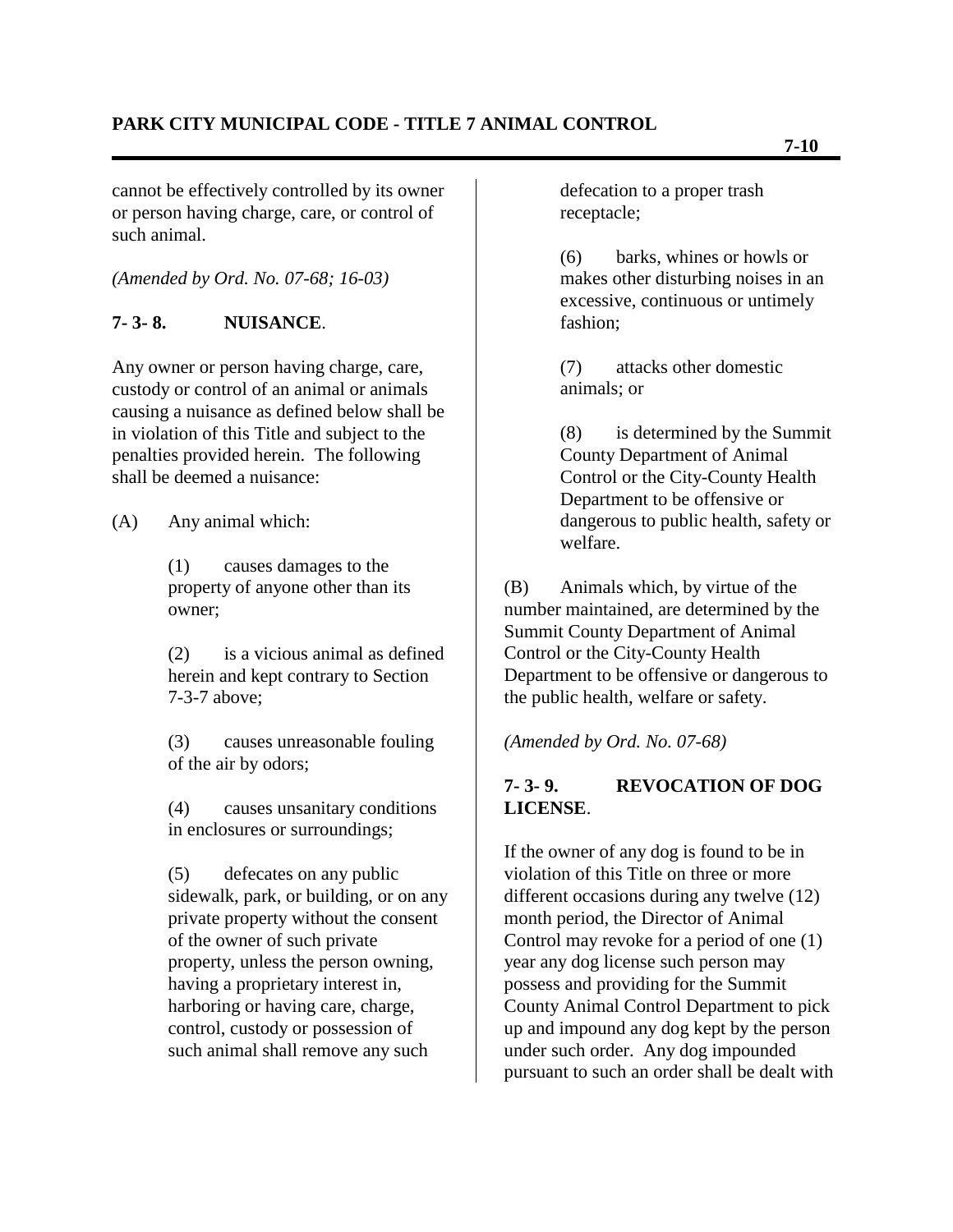cannot be effectively controlled by its owner or person having charge, care, or control of such animal.

*(Amended by Ord. No. 07-68; 16-03)*

**7- 3- 8. NUISANCE**.

Any owner or person having charge, care, custody or control of an animal or animals causing a nuisance as defined below shall be in violation of this Title and subject to the penalties provided herein. The following shall be deemed a nuisance:

(A) Any animal which:

(1) causes damages to the property of anyone other than its owner;

(2) is a vicious animal as defined herein and kept contrary to Section 7-3-7 above;

(3) causes unreasonable fouling of the air by odors;

(4) causes unsanitary conditions in enclosures or surroundings;

(5) defecates on any public sidewalk, park, or building, or on any private property without the consent of the owner of such private property, unless the person owning, having a proprietary interest in, harboring or having care, charge, control, custody or possession of such animal shall remove any such defecation to a proper trash receptacle;

(6) barks, whines or howls or makes other disturbing noises in an excessive, continuous or untimely fashion;

(7) attacks other domestic animals; or

(8) is determined by the Summit County Department of Animal Control or the City-County Health Department to be offensive or dangerous to public health, safety or welfare.

(B) Animals which, by virtue of the number maintained, are determined by the Summit County Department of Animal Control or the City-County Health Department to be offensive or dangerous to the public health, welfare or safety.

*(Amended by Ord. No. 07-68)*

**7- 3- 9. REVOCATION OF DOG LICENSE**.

If the owner of any dog is found to be in violation of this Title on three or more different occasions during any twelve (12) month period, the Director of Animal Control may revoke for a period of one (1) year any dog license such person may possess and providing for the Summit County Animal Control Department to pick up and impound any dog kept by the person under such order. Any dog impounded pursuant to such an order shall be dealt with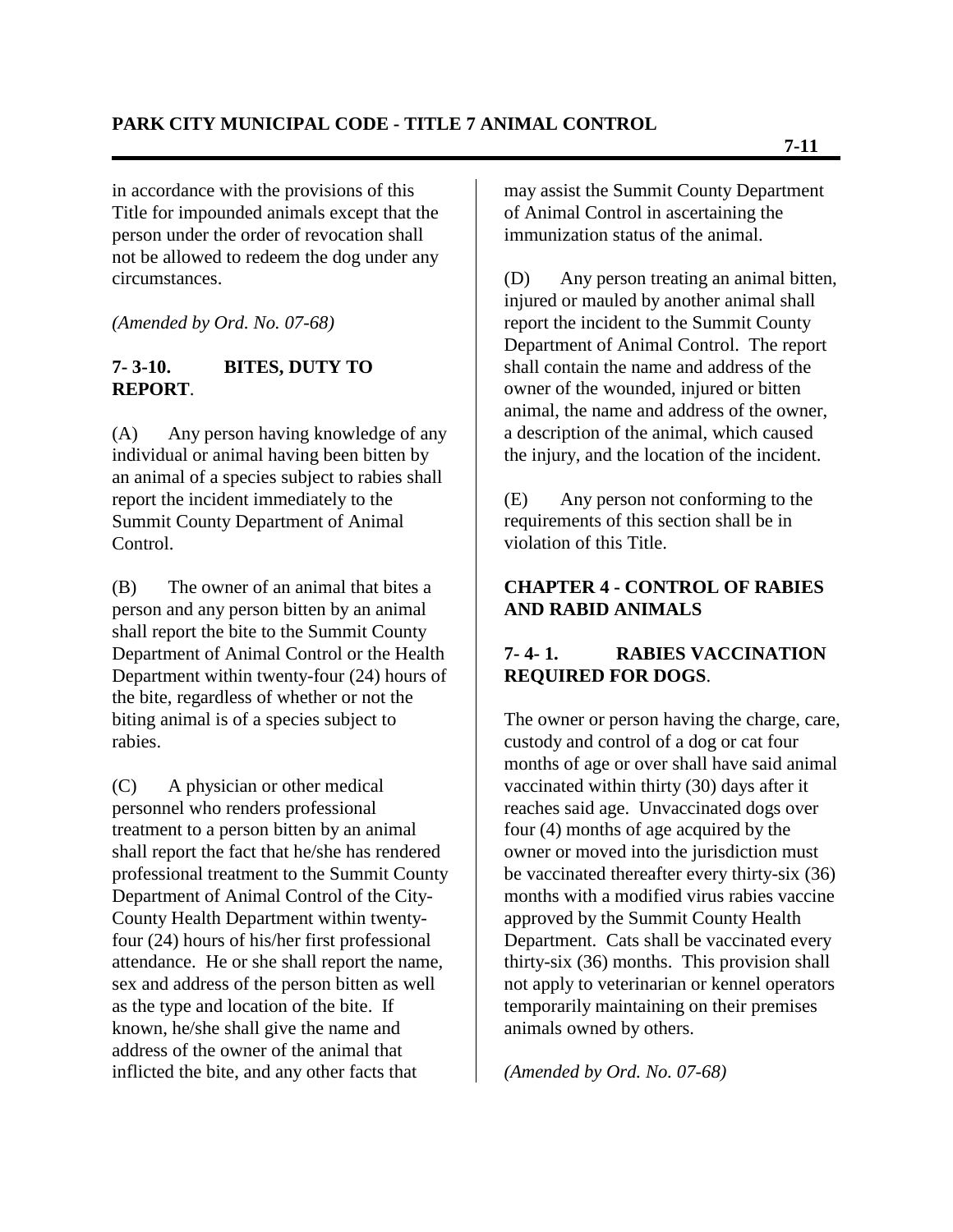in accordance with the provisions of this Title for impounded animals except that the person under the order of revocation shall not be allowed to redeem the dog under any circumstances.

*(Amended by Ord. No. 07-68)*

**7- 3-10. BITES, DUTY TO REPORT**.

(A) Any person having knowledge of any individual or animal having been bitten by an animal of a species subject to rabies shall report the incident immediately to the Summit County Department of Animal Control.

(B) The owner of an animal that bites a person and any person bitten by an animal shall report the bite to the Summit County Department of Animal Control or the Health Department within twenty-four (24) hours of the bite, regardless of whether or not the biting animal is of a species subject to rabies.

(C) A physician or other medical personnel who renders professional treatment to a person bitten by an animal shall report the fact that he/she has rendered professional treatment to the Summit County Department of Animal Control of the City-County Health Department within twenty-four (24) hours of his/her first professional attendance. He or she shall report the name, sex and address of the person bitten as well as the type and location of the bite. If known, he/she shall give the name and address of the owner of the animal that inflicted the bite, and any other facts that may assist the Summit County Department of Animal Control in ascertaining the immunization status of the animal.

(D) Any person treating an animal bitten, injured or mauled by another animal shall report the incident to the Summit County Department of Animal Control. The report shall contain the name and address of the owner of the wounded, injured or bitten animal, the name and address of the owner, a description of the animal, which caused the injury, and the location of the incident.

(E) Any person not conforming to the requirements of this section shall be in violation of this Title.

## CHAPTER 4 - CONTROL OF RABIES AND RABID ANIMALS

**7- 4- 1. RABIES VACCINATION REQUIRED FOR DOGS**.

The owner or person having the charge, care, custody and control of a dog or cat four months of age or over shall have said animal vaccinated within thirty (30) days after it reaches said age. Unvaccinated dogs over four (4) months of age acquired by the owner or moved into the jurisdiction must be vaccinated thereafter every thirty-six (36) months with a modified virus rabies vaccine approved by the Summit County Health Department. Cats shall be vaccinated every thirty-six (36) months. This provision shall not apply to veterinarian or kennel operators temporarily maintaining on their premises animals owned by others.

*(Amended by Ord. No. 07-68)*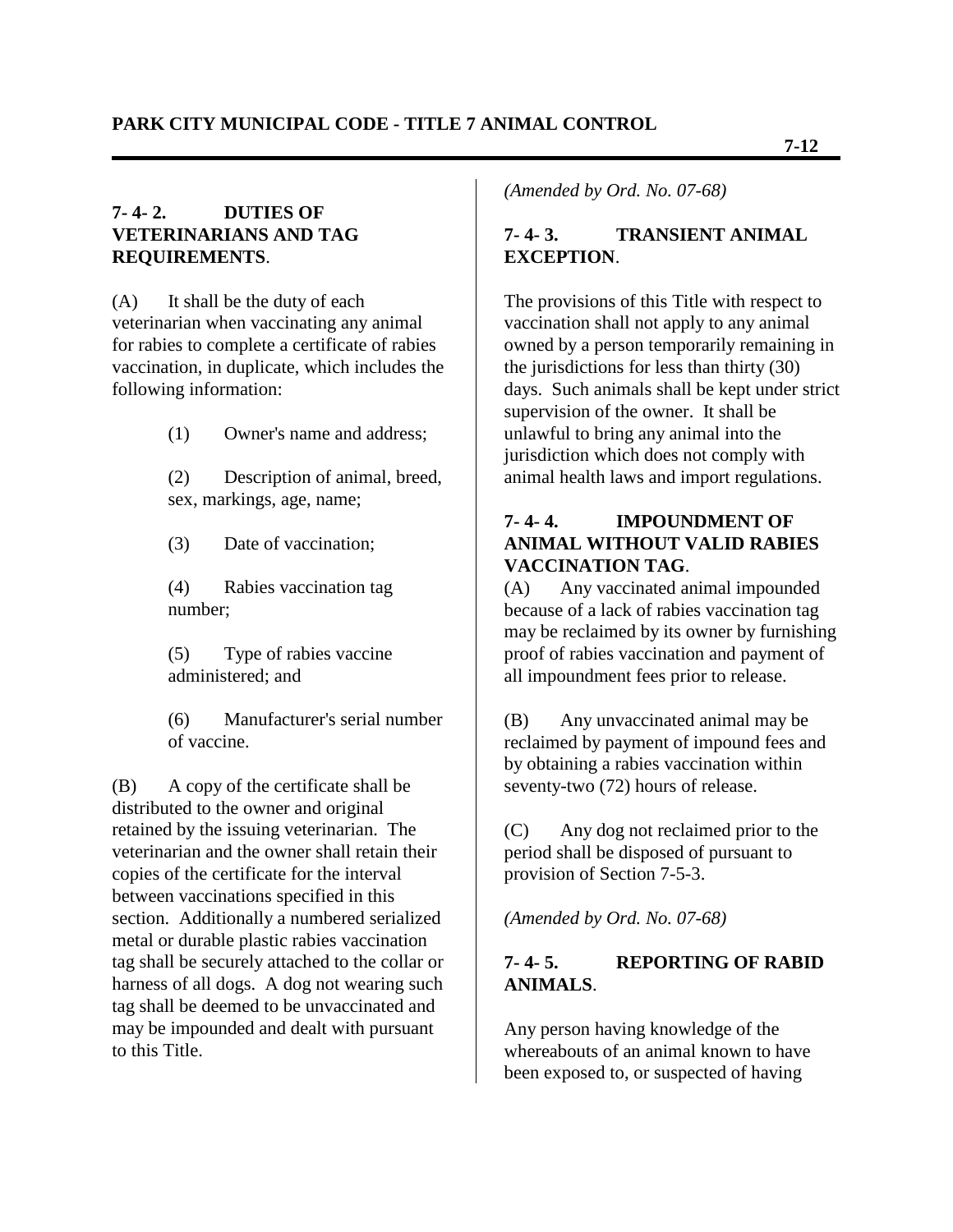**7- 4- 2. DUTIES OF VETERINARIANS AND TAG REQUIREMENTS**.

(A) It shall be the duty of each veterinarian when vaccinating any animal for rabies to complete a certificate of rabies vaccination, in duplicate, which includes the following information:

(1) Owner's name and address;

(2) Description of animal, breed, sex, markings, age, name;

(3) Date of vaccination;

(4) Rabies vaccination tag number;

(5) Type of rabies vaccine administered; and

(6) Manufacturer's serial number of vaccine.

(B) A copy of the certificate shall be distributed to the owner and original retained by the issuing veterinarian. The veterinarian and the owner shall retain their copies of the certificate for the interval between vaccinations specified in this section. Additionally a numbered serialized metal or durable plastic rabies vaccination tag shall be securely attached to the collar or harness of all dogs. A dog not wearing such tag shall be deemed to be unvaccinated and may be impounded and dealt with pursuant to this Title.

*(Amended by Ord. No. 07-68)*

**7- 4- 3. TRANSIENT ANIMAL EXCEPTION**.

The provisions of this Title with respect to vaccination shall not apply to any animal owned by a person temporarily remaining in the jurisdictions for less than thirty (30) days. Such animals shall be kept under strict supervision of the owner. It shall be unlawful to bring any animal into the jurisdiction which does not comply with animal health laws and import regulations.

**7- 4- 4. IMPOUNDMENT OF ANIMAL WITHOUT VALID RABIES VACCINATION TAG**.

(A) Any vaccinated animal impounded because of a lack of rabies vaccination tag may be reclaimed by its owner by furnishing proof of rabies vaccination and payment of all impoundment fees prior to release.

(B) Any unvaccinated animal may be reclaimed by payment of impound fees and by obtaining a rabies vaccination within seventy-two (72) hours of release.

(C) Any dog not reclaimed prior to the period shall be disposed of pursuant to provision of Section 7-5-3.

*(Amended by Ord. No. 07-68)*

**7- 4- 5. REPORTING OF RABID ANIMALS**.

Any person having knowledge of the whereabouts of an animal known to have been exposed to, or suspected of having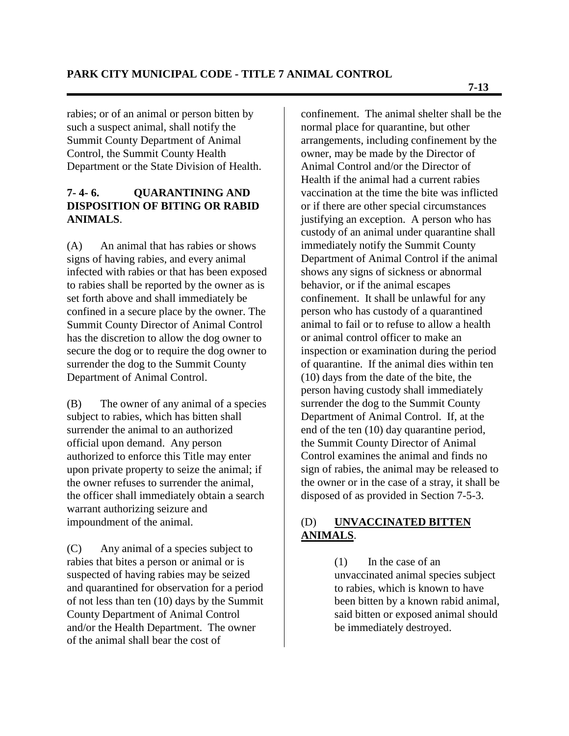rabies; or of an animal or person bitten by such a suspect animal, shall notify the Summit County Department of Animal Control, the Summit County Health Department or the State Division of Health.

### 7- 4- 6. QUARANTINING AND DISPOSITION OF BITING OR RABID ANIMALS.

(A) An animal that has rabies or shows signs of having rabies, and every animal infected with rabies or that has been exposed to rabies shall be reported by the owner as is set forth above and shall immediately be confined in a secure place by the owner. The Summit County Director of Animal Control has the discretion to allow the dog owner to secure the dog or to require the dog owner to surrender the dog to the Summit County Department of Animal Control.

(B) The owner of any animal of a species subject to rabies, which has bitten shall surrender the animal to an authorized official upon demand. Any person authorized to enforce this Title may enter upon private property to seize the animal; if the owner refuses to surrender the animal, the officer shall immediately obtain a search warrant authorizing seizure and impoundment of the animal.

(C) Any animal of a species subject to rabies that bites a person or animal or is suspected of having rabies may be seized and quarantined for observation for a period of not less than ten (10) days by the Summit County Department of Animal Control and/or the Health Department. The owner of the animal shall bear the cost of confinement. The animal shelter shall be the normal place for quarantine, but other arrangements, including confinement by the owner, may be made by the Director of Animal Control and/or the Director of Health if the animal had a current rabies vaccination at the time the bite was inflicted or if there are other special circumstances justifying an exception. A person who has custody of an animal under quarantine shall immediately notify the Summit County Department of Animal Control if the animal shows any signs of sickness or abnormal behavior, or if the animal escapes confinement. It shall be unlawful for any person who has custody of a quarantined animal to fail or to refuse to allow a health or animal control officer to make an inspection or examination during the period of quarantine. If the animal dies within ten (10) days from the date of the bite, the person having custody shall immediately surrender the dog to the Summit County Department of Animal Control. If, at the end of the ten (10) day quarantine period, the Summit County Director of Animal Control examines the animal and finds no sign of rabies, the animal may be released to the owner or in the case of a stray, it shall be disposed of as provided in Section 7-5-3.

(D) **UNVACCINATED BITTEN ANIMALS**.

(1) In the case of an unvaccinated animal species subject to rabies, which is known to have been bitten by a known rabid animal, said bitten or exposed animal should be immediately destroyed.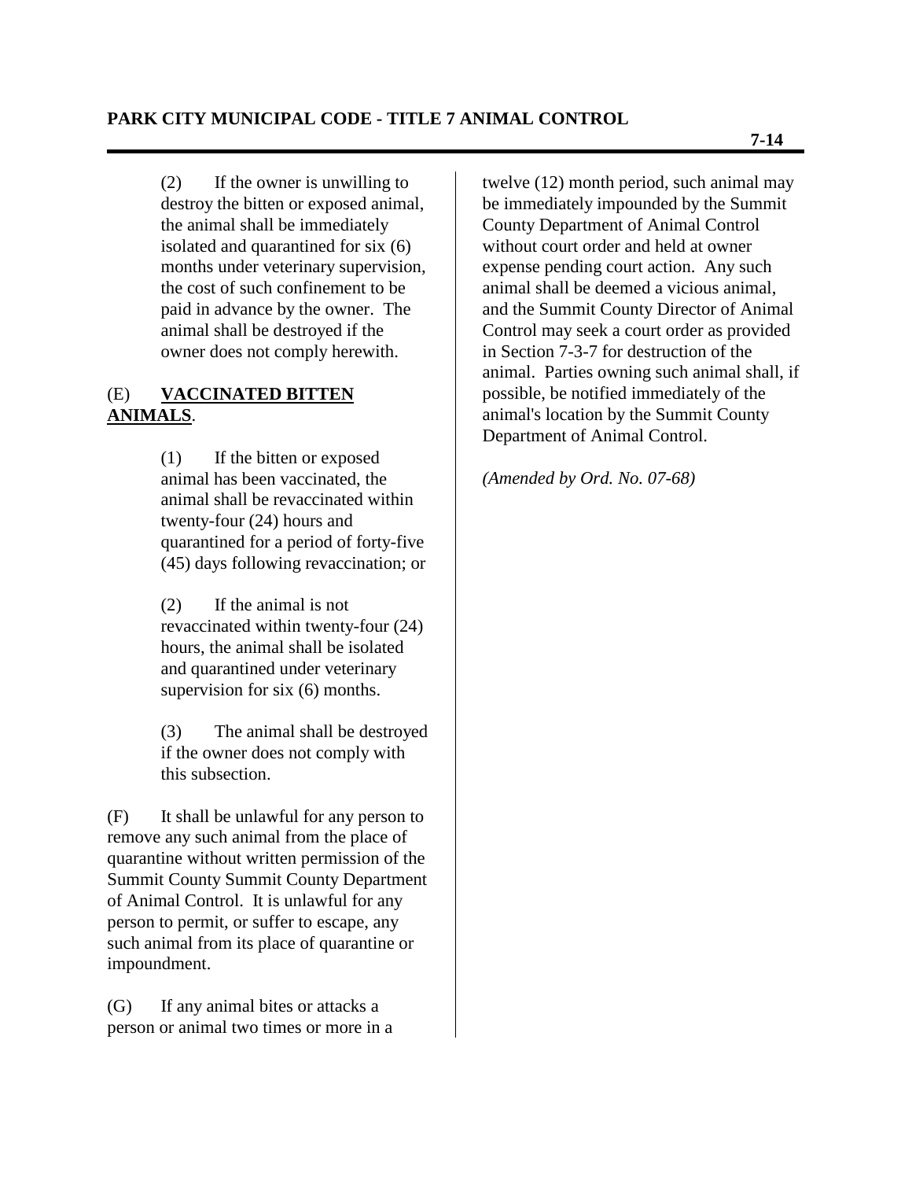(2) If the owner is unwilling to destroy the bitten or exposed animal, the animal shall be immediately isolated and quarantined for six (6) months under veterinary supervision, the cost of such confinement to be paid in advance by the owner. The animal shall be destroyed if the owner does not comply herewith.

(E) **VACCINATED BITTEN ANIMALS**.

(1) If the bitten or exposed animal has been vaccinated, the animal shall be revaccinated within twenty-four (24) hours and quarantined for a period of forty-five (45) days following revaccination; or

(2) If the animal is not revaccinated within twenty-four (24) hours, the animal shall be isolated and quarantined under veterinary supervision for six (6) months.

(3) The animal shall be destroyed if the owner does not comply with this subsection.

(F) It shall be unlawful for any person to remove any such animal from the place of quarantine without written permission of the Summit County Summit County Department of Animal Control. It is unlawful for any person to permit, or suffer to escape, any such animal from its place of quarantine or impoundment.

(G) If any animal bites or attacks a person or animal two times or more in a twelve (12) month period, such animal may be immediately impounded by the Summit County Department of Animal Control without court order and held at owner expense pending court action. Any such animal shall be deemed a vicious animal, and the Summit County Director of Animal Control may seek a court order as provided in Section 7-3-7 for destruction of the animal. Parties owning such animal shall, if possible, be notified immediately of the animal's location by the Summit County Department of Animal Control.

*(Amended by Ord. No. 07-68)*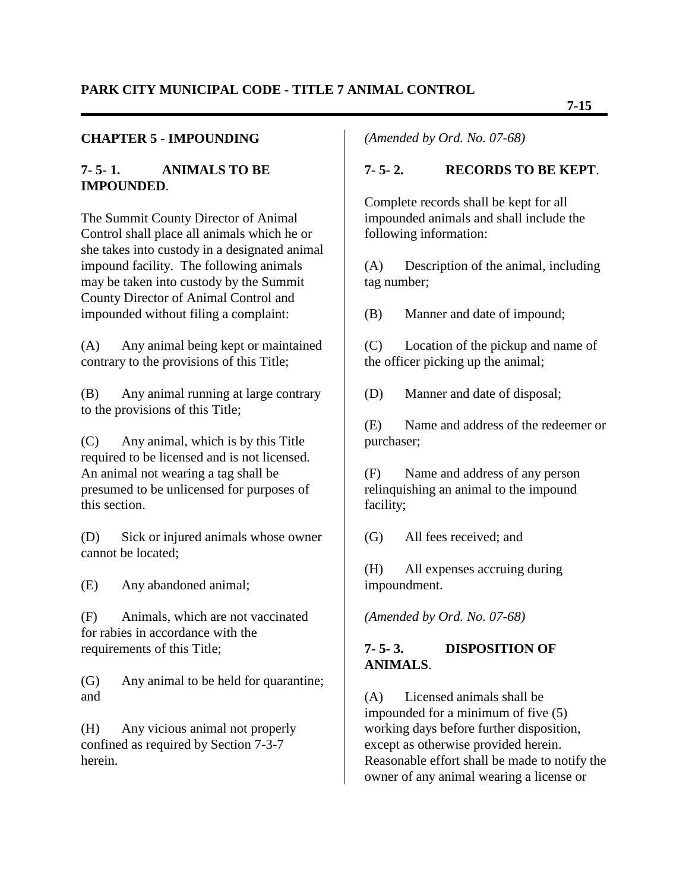## CHAPTER 5 - IMPOUNDING

### 7- 5- 1. ANIMALS TO BE IMPOUNDED.

The Summit County Director of Animal Control shall place all animals which he or she takes into custody in a designated animal impound facility. The following animals may be taken into custody by the Summit County Director of Animal Control and impounded without filing a complaint:

(A) Any animal being kept or maintained contrary to the provisions of this Title;

(B) Any animal running at large contrary to the provisions of this Title;

(C) Any animal, which is by this Title required to be licensed and is not licensed. An animal not wearing a tag shall be presumed to be unlicensed for purposes of this section.

(D) Sick or injured animals whose owner cannot be located;

(E) Any abandoned animal;

(F) Animals, which are not vaccinated for rabies in accordance with the requirements of this Title;

(G) Any animal to be held for quarantine; and

(H) Any vicious animal not properly confined as required by Section 7-3-7 herein.

*(Amended by Ord. No. 07-68)*

### 7- 5- 2. RECORDS TO BE KEPT.

Complete records shall be kept for all impounded animals and shall include the following information:

(A) Description of the animal, including tag number;

(B) Manner and date of impound;

(C) Location of the pickup and name of the officer picking up the animal;

(D) Manner and date of disposal;

(E) Name and address of the redeemer or purchaser;

(F) Name and address of any person relinquishing an animal to the impound facility;

(G) All fees received; and

(H) All expenses accruing during impoundment.

*(Amended by Ord. No. 07-68)*

### 7- 5- 3. DISPOSITION OF ANIMALS.

(A) Licensed animals shall be impounded for a minimum of five (5) working days before further disposition, except as otherwise provided herein. Reasonable effort shall be made to notify the owner of any animal wearing a license or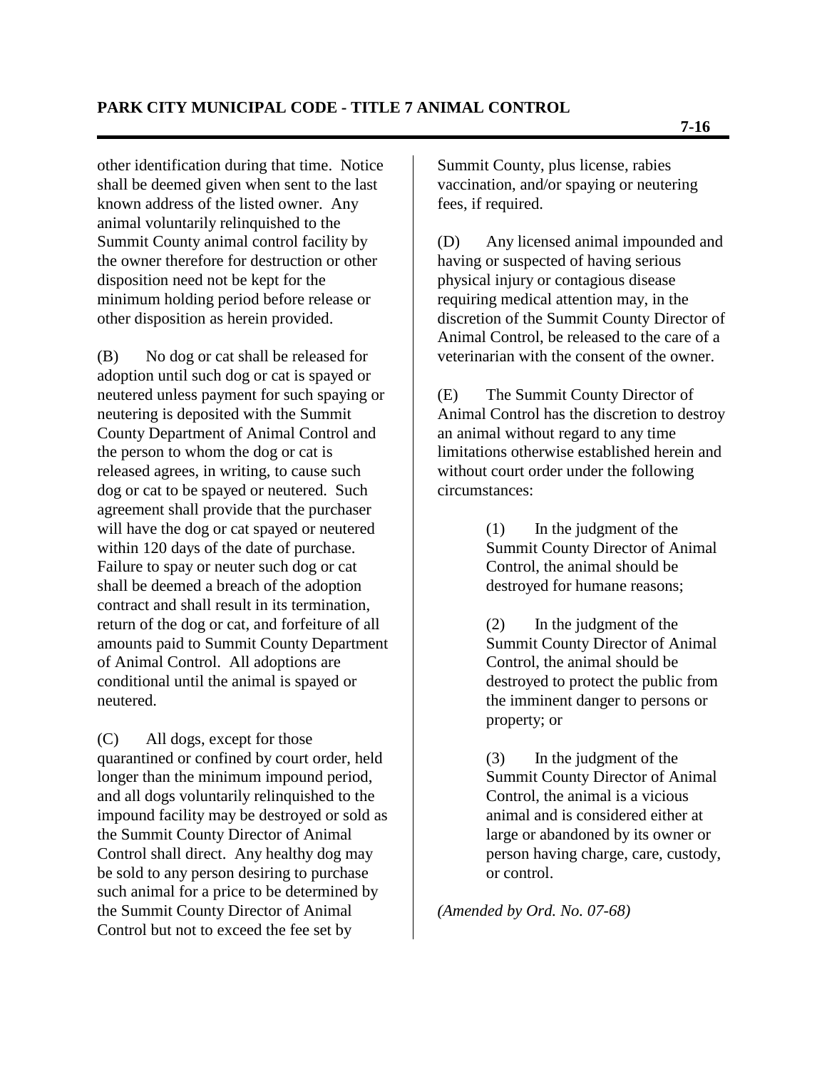other identification during that time. Notice shall be deemed given when sent to the last known address of the listed owner. Any animal voluntarily relinquished to the Summit County animal control facility by the owner therefore for destruction or other disposition need not be kept for the minimum holding period before release or other disposition as herein provided.

(B) No dog or cat shall be released for adoption until such dog or cat is spayed or neutered unless payment for such spaying or neutering is deposited with the Summit County Department of Animal Control and the person to whom the dog or cat is released agrees, in writing, to cause such dog or cat to be spayed or neutered. Such agreement shall provide that the purchaser will have the dog or cat spayed or neutered within 120 days of the date of purchase. Failure to spay or neuter such dog or cat shall be deemed a breach of the adoption contract and shall result in its termination, return of the dog or cat, and forfeiture of all amounts paid to Summit County Department of Animal Control. All adoptions are conditional until the animal is spayed or neutered.

(C) All dogs, except for those quarantined or confined by court order, held longer than the minimum impound period, and all dogs voluntarily relinquished to the impound facility may be destroyed or sold as the Summit County Director of Animal Control shall direct. Any healthy dog may be sold to any person desiring to purchase such animal for a price to be determined by the Summit County Director of Animal Control but not to exceed the fee set by Summit County, plus license, rabies vaccination, and/or spaying or neutering fees, if required.

(D) Any licensed animal impounded and having or suspected of having serious physical injury or contagious disease requiring medical attention may, in the discretion of the Summit County Director of Animal Control, be released to the care of a veterinarian with the consent of the owner.

(E) The Summit County Director of Animal Control has the discretion to destroy an animal without regard to any time limitations otherwise established herein and without court order under the following circumstances:

(1) In the judgment of the Summit County Director of Animal Control, the animal should be destroyed for humane reasons;

(2) In the judgment of the Summit County Director of Animal Control, the animal should be destroyed to protect the public from the imminent danger to persons or property; or

(3) In the judgment of the Summit County Director of Animal Control, the animal is a vicious animal and is considered either at large or abandoned by its owner or person having charge, care, custody, or control.

*(Amended by Ord. No. 07-68)*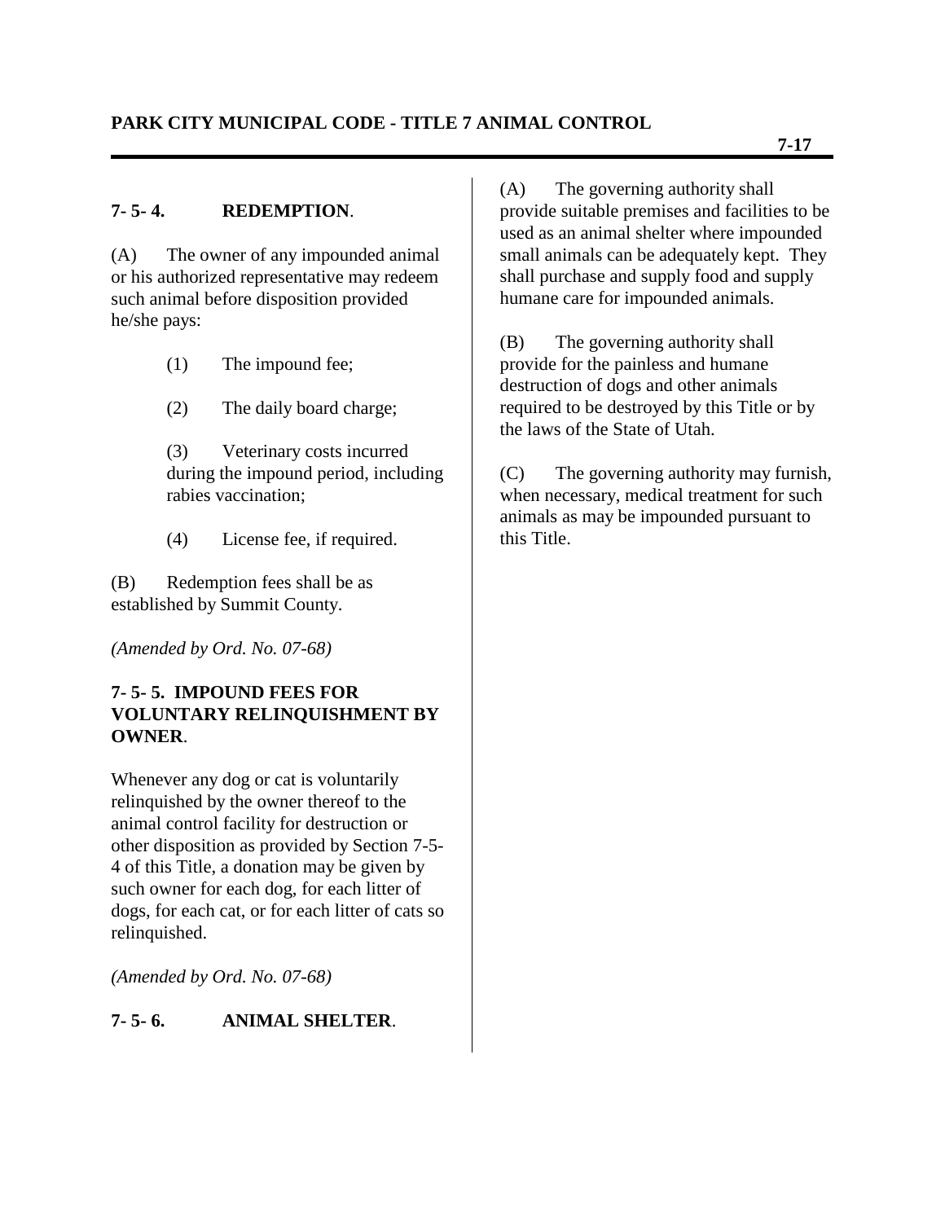### 7- 5- 4. REDEMPTION.

(A) The owner of any impounded animal or his authorized representative may redeem such animal before disposition provided he/she pays:

(1) The impound fee;

(2) The daily board charge;

(3) Veterinary costs incurred during the impound period, including rabies vaccination;

(4) License fee, if required.

(B) Redemption fees shall be as established by Summit County.

*(Amended by Ord. No. 07-68)*

### 7- 5- 5. IMPOUND FEES FOR VOLUNTARY RELINQUISHMENT BY OWNER.

Whenever any dog or cat is voluntarily relinquished by the owner thereof to the animal control facility for destruction or other disposition as provided by Section 7-5-4 of this Title, a donation may be given by such owner for each dog, for each litter of dogs, for each cat, or for each litter of cats so relinquished.

*(Amended by Ord. No. 07-68)*

### 7- 5- 6. ANIMAL SHELTER.

(A) The governing authority shall provide suitable premises and facilities to be used as an animal shelter where impounded small animals can be adequately kept. They shall purchase and supply food and supply humane care for impounded animals.

(B) The governing authority shall provide for the painless and humane destruction of dogs and other animals required to be destroyed by this Title or by the laws of the State of Utah.

(C) The governing authority may furnish, when necessary, medical treatment for such animals as may be impounded pursuant to this Title.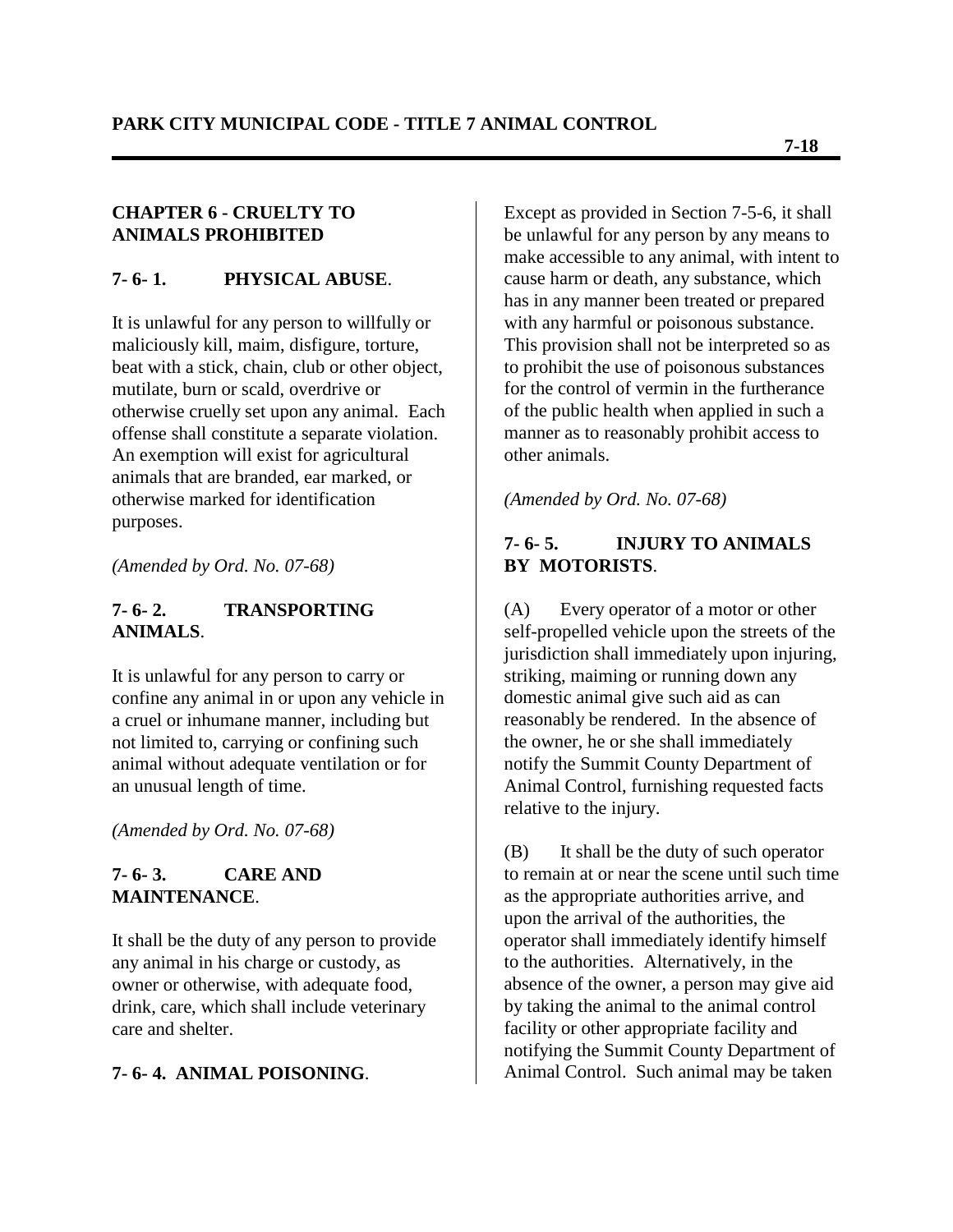## CHAPTER 6 - CRUELTY TO ANIMALS PROHIBITED

### 7- 6- 1. PHYSICAL ABUSE.

It is unlawful for any person to willfully or maliciously kill, maim, disfigure, torture, beat with a stick, chain, club or other object, mutilate, burn or scald, overdrive or otherwise cruelly set upon any animal. Each offense shall constitute a separate violation. An exemption will exist for agricultural animals that are branded, ear marked, or otherwise marked for identification purposes.

*(Amended by Ord. No. 07-68)*

### 7- 6- 2. TRANSPORTING ANIMALS.

It is unlawful for any person to carry or confine any animal in or upon any vehicle in a cruel or inhumane manner, including but not limited to, carrying or confining such animal without adequate ventilation or for an unusual length of time.

*(Amended by Ord. No. 07-68)*

### 7- 6- 3. CARE AND MAINTENANCE.

It shall be the duty of any person to provide any animal in his charge or custody, as owner or otherwise, with adequate food, drink, care, which shall include veterinary care and shelter.

### 7- 6- 4. ANIMAL POISONING.

Except as provided in Section 7-5-6, it shall be unlawful for any person by any means to make accessible to any animal, with intent to cause harm or death, any substance, which has in any manner been treated or prepared with any harmful or poisonous substance. This provision shall not be interpreted so as to prohibit the use of poisonous substances for the control of vermin in the furtherance of the public health when applied in such a manner as to reasonably prohibit access to other animals.

*(Amended by Ord. No. 07-68)*

### 7- 6- 5. INJURY TO ANIMALS BY MOTORISTS.

(A) Every operator of a motor or other self-propelled vehicle upon the streets of the jurisdiction shall immediately upon injuring, striking, maiming or running down any domestic animal give such aid as can reasonably be rendered. In the absence of the owner, he or she shall immediately notify the Summit County Department of Animal Control, furnishing requested facts relative to the injury.

(B) It shall be the duty of such operator to remain at or near the scene until such time as the appropriate authorities arrive, and upon the arrival of the authorities, the operator shall immediately identify himself to the authorities. Alternatively, in the absence of the owner, a person may give aid by taking the animal to the animal control facility or other appropriate facility and notifying the Summit County Department of Animal Control. Such animal may be taken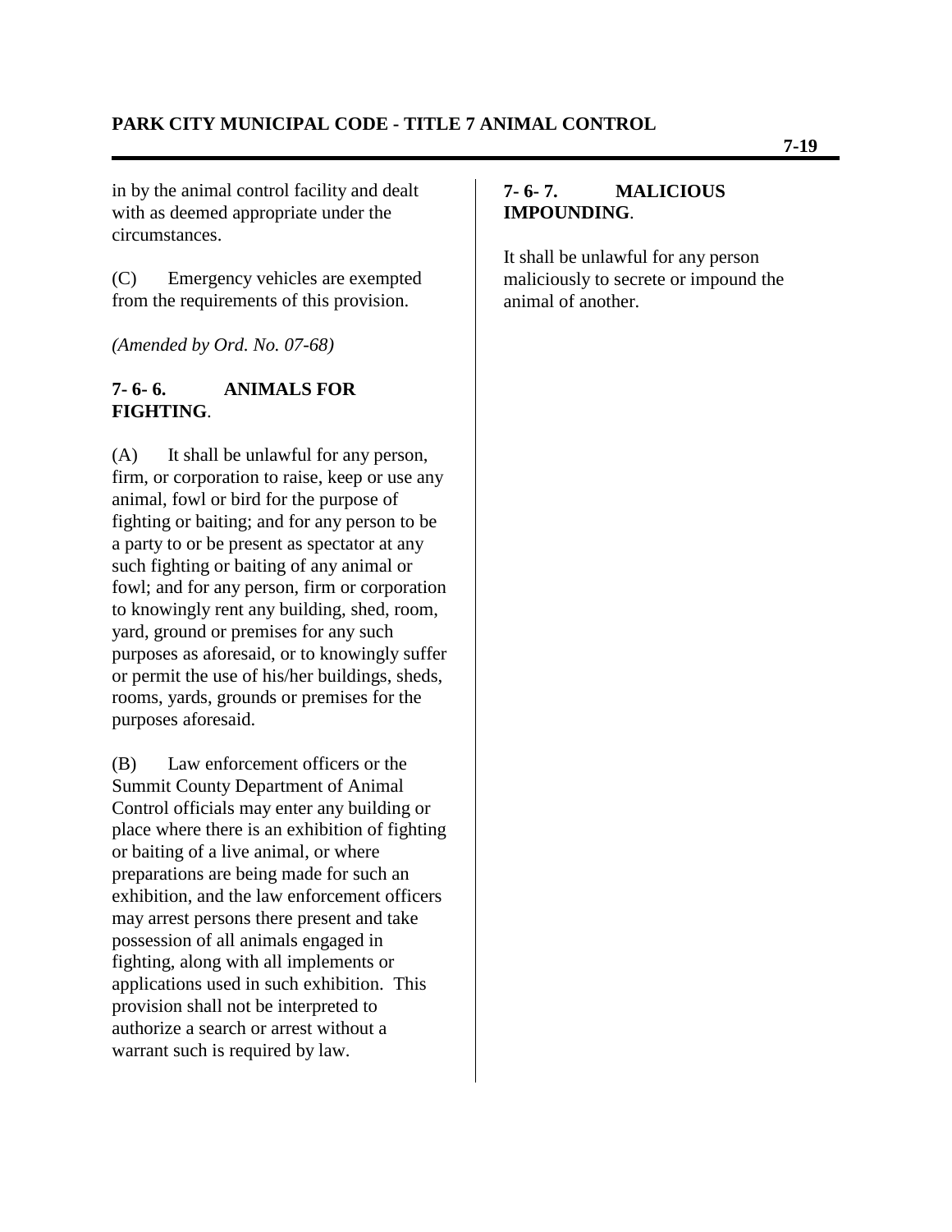in by the animal control facility and dealt with as deemed appropriate under the circumstances.

(C) Emergency vehicles are exempted from the requirements of this provision.

*(Amended by Ord. No. 07-68)*

### 7- 6- 6. ANIMALS FOR FIGHTING.

(A) It shall be unlawful for any person, firm, or corporation to raise, keep or use any animal, fowl or bird for the purpose of fighting or baiting; and for any person to be a party to or be present as spectator at any such fighting or baiting of any animal or fowl; and for any person, firm or corporation to knowingly rent any building, shed, room, yard, ground or premises for any such purposes as aforesaid, or to knowingly suffer or permit the use of his/her buildings, sheds, rooms, yards, grounds or premises for the purposes aforesaid.

(B) Law enforcement officers or the Summit County Department of Animal Control officials may enter any building or place where there is an exhibition of fighting or baiting of a live animal, or where preparations are being made for such an exhibition, and the law enforcement officers may arrest persons there present and take possession of all animals engaged in fighting, along with all implements or applications used in such exhibition. This provision shall not be interpreted to authorize a search or arrest without a warrant such is required by law.

### 7- 6- 7. MALICIOUS IMPOUNDING.

It shall be unlawful for any person maliciously to secrete or impound the animal of another.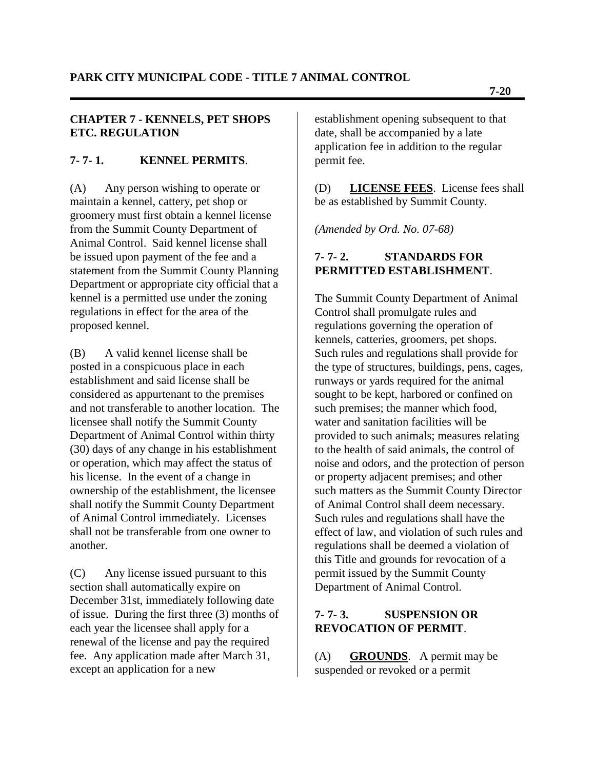## CHAPTER 7 - KENNELS, PET SHOPS ETC. REGULATION

### 7- 7- 1. KENNEL PERMITS.

(A) Any person wishing to operate or maintain a kennel, cattery, pet shop or groomery must first obtain a kennel license from the Summit County Department of Animal Control. Said kennel license shall be issued upon payment of the fee and a statement from the Summit County Planning Department or appropriate city official that a kennel is a permitted use under the zoning regulations in effect for the area of the proposed kennel.

(B) A valid kennel license shall be posted in a conspicuous place in each establishment and said license shall be considered as appurtenant to the premises and not transferable to another location. The licensee shall notify the Summit County Department of Animal Control within thirty (30) days of any change in his establishment or operation, which may affect the status of his license. In the event of a change in ownership of the establishment, the licensee shall notify the Summit County Department of Animal Control immediately. Licenses shall not be transferable from one owner to another.

(C) Any license issued pursuant to this section shall automatically expire on December 31st, immediately following date of issue. During the first three (3) months of each year the licensee shall apply for a renewal of the license and pay the required fee. Any application made after March 31, except an application for a new establishment opening subsequent to that date, shall be accompanied by a late application fee in addition to the regular permit fee.

(D) **LICENSE FEES**. License fees shall be as established by Summit County.

*(Amended by Ord. No. 07-68)*

### 7- 7- 2. STANDARDS FOR PERMITTED ESTABLISHMENT.

The Summit County Department of Animal Control shall promulgate rules and regulations governing the operation of kennels, catteries, groomers, pet shops. Such rules and regulations shall provide for the type of structures, buildings, pens, cages, runways or yards required for the animal sought to be kept, harbored or confined on such premises; the manner which food, water and sanitation facilities will be provided to such animals; measures relating to the health of said animals, the control of noise and odors, and the protection of person or property adjacent premises; and other such matters as the Summit County Director of Animal Control shall deem necessary. Such rules and regulations shall have the effect of law, and violation of such rules and regulations shall be deemed a violation of this Title and grounds for revocation of a permit issued by the Summit County Department of Animal Control.

### 7- 7- 3. SUSPENSION OR REVOCATION OF PERMIT.

(A) **GROUNDS**. A permit may be suspended or revoked or a permit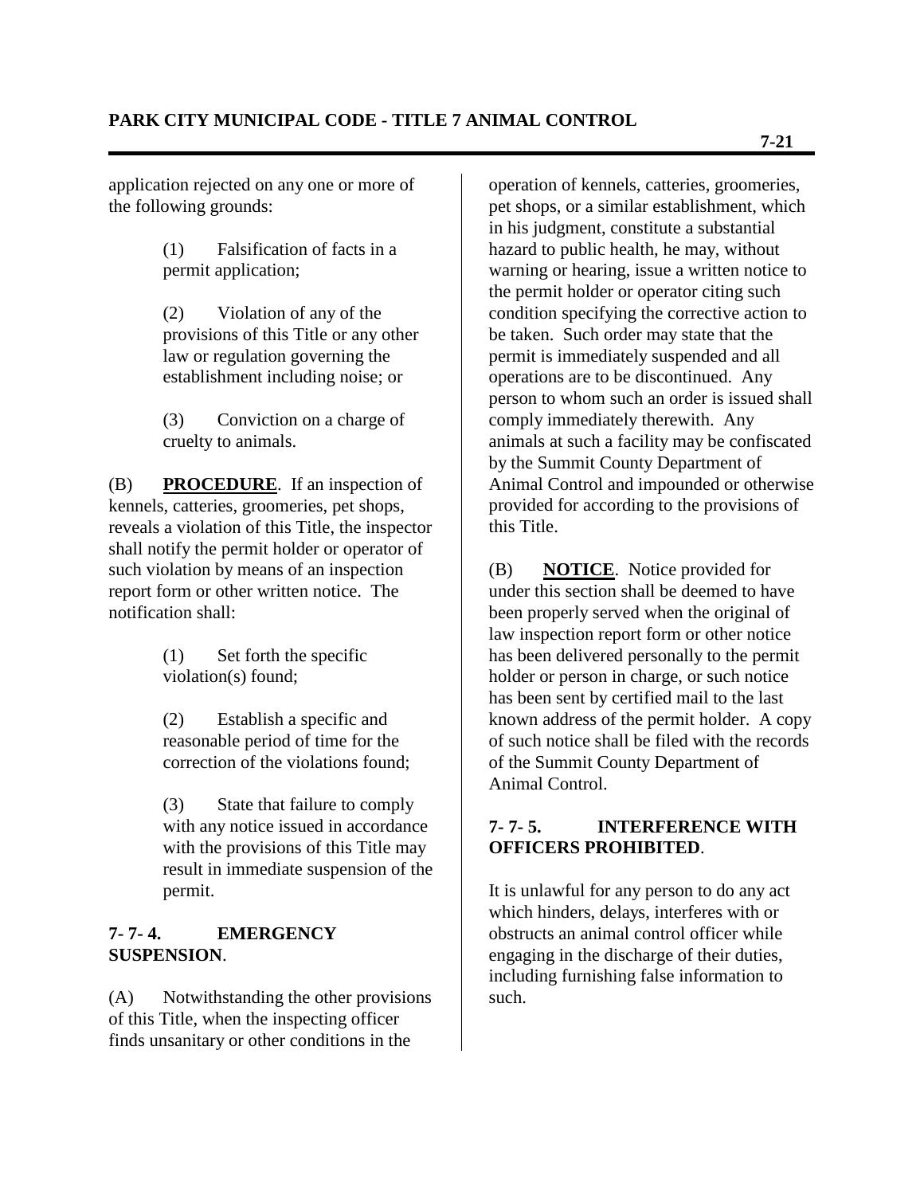application rejected on any one or more of the following grounds:

(1) Falsification of facts in a permit application;

(2) Violation of any of the provisions of this Title or any other law or regulation governing the establishment including noise; or

(3) Conviction on a charge of cruelty to animals.

(B) **PROCEDURE**. If an inspection of kennels, catteries, groomeries, pet shops, reveals a violation of this Title, the inspector shall notify the permit holder or operator of such violation by means of an inspection report form or other written notice. The notification shall:

(1) Set forth the specific violation(s) found;

(2) Establish a specific and reasonable period of time for the correction of the violations found;

(3) State that failure to comply with any notice issued in accordance with the provisions of this Title may result in immediate suspension of the permit.

### 7- 7- 4. EMERGENCY SUSPENSION.

(A) Notwithstanding the other provisions of this Title, when the inspecting officer finds unsanitary or other conditions in the operation of kennels, catteries, groomeries, pet shops, or a similar establishment, which in his judgment, constitute a substantial hazard to public health, he may, without warning or hearing, issue a written notice to the permit holder or operator citing such condition specifying the corrective action to be taken. Such order may state that the permit is immediately suspended and all operations are to be discontinued. Any person to whom such an order is issued shall comply immediately therewith. Any animals at such a facility may be confiscated by the Summit County Department of Animal Control and impounded or otherwise provided for according to the provisions of this Title.

(B) **NOTICE**. Notice provided for under this section shall be deemed to have been properly served when the original of law inspection report form or other notice has been delivered personally to the permit holder or person in charge, or such notice has been sent by certified mail to the last known address of the permit holder. A copy of such notice shall be filed with the records of the Summit County Department of Animal Control.

### 7- 7- 5. INTERFERENCE WITH OFFICERS PROHIBITED.

It is unlawful for any person to do any act which hinders, delays, interferes with or obstructs an animal control officer while engaging in the discharge of their duties, including furnishing false information to such.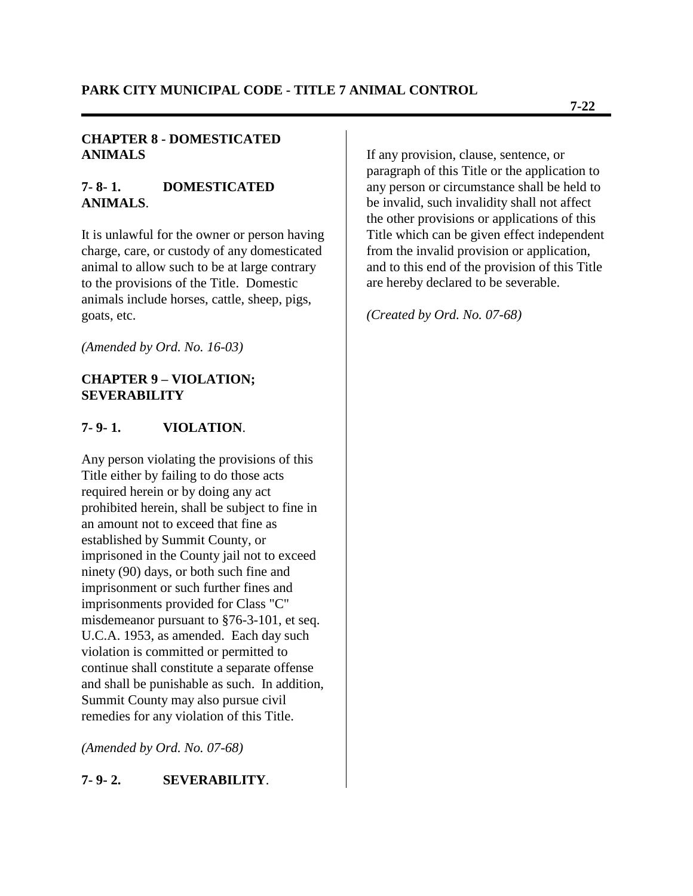## CHAPTER 8 - DOMESTICATED ANIMALS

### 7- 8- 1. DOMESTICATED ANIMALS.

It is unlawful for the owner or person having charge, care, or custody of any domesticated animal to allow such to be at large contrary to the provisions of the Title. Domestic animals include horses, cattle, sheep, pigs, goats, etc.

*(Amended by Ord. No. 16-03)*

## CHAPTER 9 – VIOLATION; SEVERABILITY

### 7- 9- 1. VIOLATION.

Any person violating the provisions of this Title either by failing to do those acts required herein or by doing any act prohibited herein, shall be subject to fine in an amount not to exceed that fine as established by Summit County, or imprisoned in the County jail not to exceed ninety (90) days, or both such fine and imprisonment or such further fines and imprisonments provided for Class "C" misdemeanor pursuant to §76-3-101, et seq. U.C.A. 1953, as amended. Each day such violation is committed or permitted to continue shall constitute a separate offense and shall be punishable as such. In addition, Summit County may also pursue civil remedies for any violation of this Title.

*(Amended by Ord. No. 07-68)*

### 7- 9- 2. SEVERABILITY.

If any provision, clause, sentence, or paragraph of this Title or the application to any person or circumstance shall be held to be invalid, such invalidity shall not affect the other provisions or applications of this Title which can be given effect independent from the invalid provision or application, and to this end of the provision of this Title are hereby declared to be severable.

*(Created by Ord. No. 07-68)*